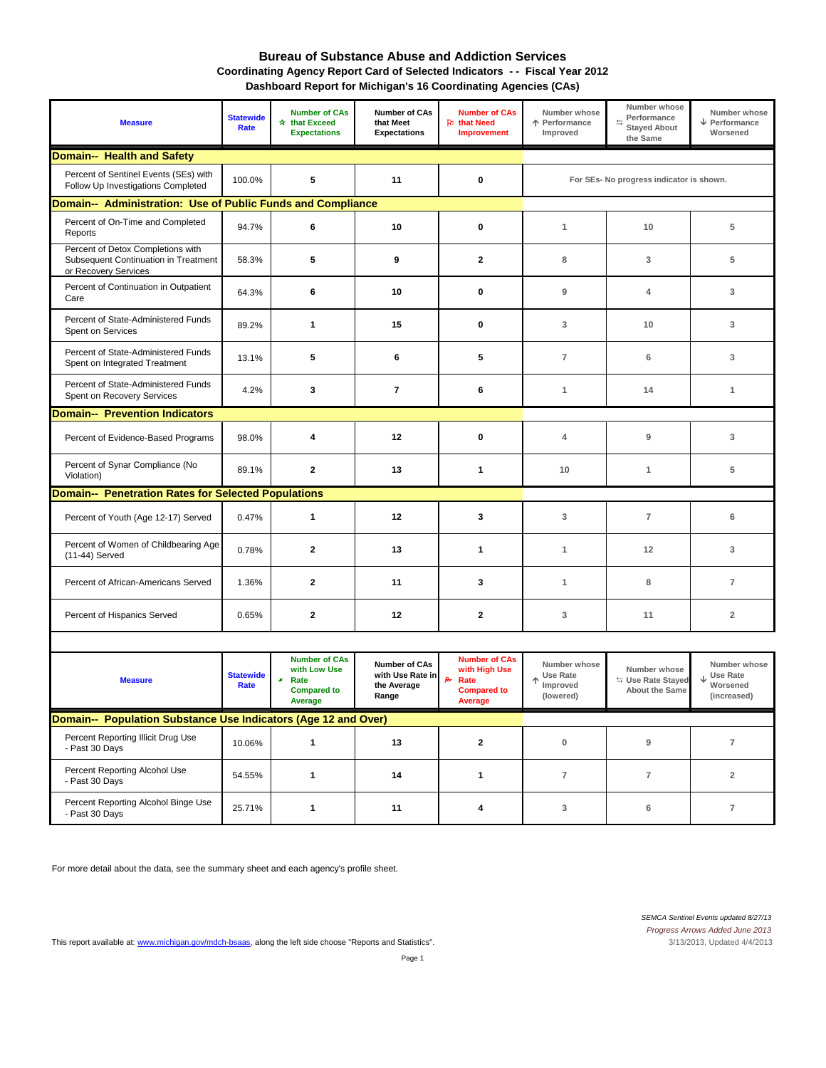# Bureau of Substance Abuse and Addiction Services

## Coordinating Agency Report Card of Selected Indicators - - Fiscal Year 2012

## Dashboard Report for Michigan's 16 Coordinating Agencies (CAs)

| Measure | Statewide Rate | Number of CAs ☆ that Exceed Expectations | Number of CAs that Meet Expectations | Number of CAs ⚐ that Need Improvement | Number whose ↑ Performance Improved | Number whose ⇆ Performance Stayed About the Same | Number whose ↓ Performance Worsened |
|---|---|---|---|---|---|---|---|
| **Domain-- Health and Safety** | | | | | | | |
| Percent of Sentinel Events (SEs) with Follow Up Investigations Completed | 100.0% | 5 | 11 | 0 | For SEs- No progress indicator is shown. | | |
| **Domain-- Administration: Use of Public Funds and Compliance** | | | | | | | |
| Percent of On-Time and Completed Reports | 94.7% | 6 | 10 | 0 | 1 | 10 | 5 |
| Percent of Detox Completions with Subsequent Continuation in Treatment or Recovery Services | 58.3% | 5 | 9 | 2 | 8 | 3 | 5 |
| Percent of Continuation in Outpatient Care | 64.3% | 6 | 10 | 0 | 9 | 4 | 3 |
| Percent of State-Administered Funds Spent on Services | 89.2% | 1 | 15 | 0 | 3 | 10 | 3 |
| Percent of State-Administered Funds Spent on Integrated Treatment | 13.1% | 5 | 6 | 5 | 7 | 6 | 3 |
| Percent of State-Administered Funds Spent on Recovery Services | 4.2% | 3 | 7 | 6 | 1 | 14 | 1 |
| **Domain-- Prevention Indicators** | | | | | | | |
| Percent of Evidence-Based Programs | 98.0% | 4 | 12 | 0 | 4 | 9 | 3 |
| Percent of Synar Compliance (No Violation) | 89.1% | 2 | 13 | 1 | 10 | 1 | 5 |
| **Domain-- Penetration Rates for Selected Populations** | | | | | | | |
| Percent of Youth (Age 12-17) Served | 0.47% | 1 | 12 | 3 | 3 | 7 | 6 |
| Percent of Women of Childbearing Age (11-44) Served | 0.78% | 2 | 13 | 1 | 1 | 12 | 3 |
| Percent of African-Americans Served | 1.36% | 2 | 11 | 3 | 1 | 8 | 7 |
| Percent of Hispanics Served | 0.65% | 2 | 12 | 2 | 3 | 11 | 2 |

| Measure | Statewide Rate | Number of CAs with Low Use Rate Compared to Average | Number of CAs with Use Rate in the Average Range | Number of CAs with High Use Rate Compared to Average | Number whose ↑ Use Rate Improved (lowered) | Number whose ⇆ Use Rate Stayed About the Same | Number whose ↓ Use Rate Worsened (increased) |
|---|---|---|---|---|---|---|---|
| **Domain-- Population Substance Use Indicators (Age 12 and Over)** | | | | | | | |
| Percent Reporting Illicit Drug Use - Past 30 Days | 10.06% | 1 | 13 | 2 | 0 | 9 | 7 |
| Percent Reporting Alcohol Use - Past 30 Days | 54.55% | 1 | 14 | 1 | 7 | 7 | 2 |
| Percent Reporting Alcohol Binge Use - Past 30 Days | 25.71% | 1 | 11 | 4 | 3 | 6 | 7 |

For more detail about the data, see the summary sheet and each agency's profile sheet.

This report available at: www.michigan.gov/mdch-bsaas, along the left side choose "Reports and Statistics".

*SEMCA Sentinel Events updated 8/27/13*
*Progress Arrows Added June 2013*
3/13/2013, Updated 4/4/2013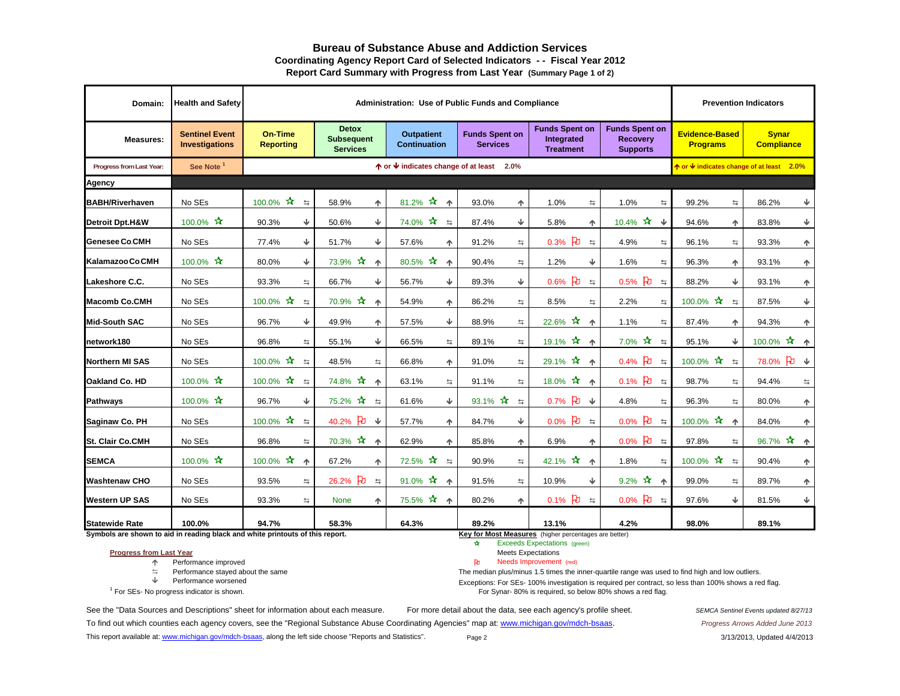# Bureau of Substance Abuse and Addiction Services

## Coordinating Agency Report Card of Selected Indicators - - Fiscal Year 2012

### Report Card Summary with Progress from Last Year (Summary Page 1 of 2)

| Domain: | Health and Safety | Administration: Use of Public Funds and Compliance | | | | | | Prevention Indicators | |
|---|---|---|---|---|---|---|---|---|---|
| **Measures:** | **Sentinel Event Investigations** | **On-Time Reporting** | **Detox Subsequent Services** | **Outpatient Continuation** | **Funds Spent on Services** | **Funds Spent on Integrated Treatment** | **Funds Spent on Recovery Supports** | **Evidence-Based Programs** | **Synar Compliance** |
| Progress from Last Year: | See Note [1] | ↑ or ↓ indicates change of at least 2.0% | | | | | | ↑ or ↓ indicates change of at least 2.0% | |
| **Agency** | | | | | | | | | |
| **BABH/Riverhaven** | No SEs | 100.0% ☆ ⇆ | 58.9% ↑ | 81.2% ☆ ↑ | 93.0% ↑ | 1.0% ⇆ | 1.0% ⇆ | 99.2% ⇆ | 86.2% ↓ |
| **Detroit Dpt.H&W** | 100.0% ☆ | 90.3% ↓ | 50.6% ↓ | 74.0% ☆ ⇆ | 87.4% ↓ | 5.8% ↑ | 10.4% ☆ ↓ | 94.6% ↑ | 83.8% ↓ |
| **Genesee Co.CMH** | No SEs | 77.4% ↓ | 51.7% ↓ | 57.6% ↑ | 91.2% ⇆ | 0.3% ⚐ ⇆ | 4.9% ⇆ | 96.1% ⇆ | 93.3% ↑ |
| **Kalamazoo Co.CMH** | 100.0% ☆ | 80.0% ↓ | 73.9% ☆ ↑ | 80.5% ☆ ↑ | 90.4% ⇆ | 1.2% ↓ | 1.6% ⇆ | 96.3% ↑ | 93.1% ↑ |
| **Lakeshore C.C.** | No SEs | 93.3% ⇆ | 66.7% ↓ | 56.7% ↓ | 89.3% ↓ | 0.6% ⚐ ⇆ | 0.5% ⚐ ⇆ | 88.2% ↓ | 93.1% ↑ |
| **Macomb Co.CMH** | No SEs | 100.0% ☆ ⇆ | 70.9% ☆ ↑ | 54.9% ↑ | 86.2% ⇆ | 8.5% ⇆ | 2.2% ⇆ | 100.0% ☆ ⇆ | 87.5% ↓ |
| **Mid-South SAC** | No SEs | 96.7% ↓ | 49.9% ↑ | 57.5% ↓ | 88.9% ⇆ | 22.6% ☆ ↑ | 1.1% ⇆ | 87.4% ↑ | 94.3% ↑ |
| **network180** | No SEs | 96.8% ⇆ | 55.1% ↓ | 66.5% ⇆ | 89.1% ⇆ | 19.1% ☆ ↑ | 7.0% ☆ ⇆ | 95.1% ↓ | 100.0% ☆ ↑ |
| **Northern MI SAS** | No SEs | 100.0% ☆ ⇆ | 48.5% ⇆ | 66.8% ↑ | 91.0% ⇆ | 29.1% ☆ ↑ | 0.4% ⚐ ⇆ | 100.0% ☆ ⇆ | 78.0% ⚐ ↓ |
| **Oakland Co. HD** | 100.0% ☆ | 100.0% ☆ ⇆ | 74.8% ☆ ↑ | 63.1% ⇆ | 91.1% ⇆ | 18.0% ☆ ↑ | 0.1% ⚐ ⇆ | 98.7% ⇆ | 94.4% ⇆ |
| **Pathways** | 100.0% ☆ | 96.7% ↓ | 75.2% ☆ ⇆ | 61.6% ↓ | 93.1% ☆ ⇆ | 0.7% ⚐ ↓ | 4.8% ⇆ | 96.3% ⇆ | 80.0% ↑ |
| **Saginaw Co. PH** | No SEs | 100.0% ☆ ⇆ | 40.2% ⚐ ↓ | 57.7% ↑ | 84.7% ↓ | 0.0% ⚐ ⇆ | 0.0% ⚐ ⇆ | 100.0% ☆ ↑ | 84.0% ↑ |
| **St. Clair Co.CMH** | No SEs | 96.8% ⇆ | 70.3% ☆ ↑ | 62.9% ↑ | 85.8% ↑ | 6.9% ↑ | 0.0% ⚐ ⇆ | 97.8% ⇆ | 96.7% ☆ ↑ |
| **SEMCA** | 100.0% ☆ | 100.0% ☆ ↑ | 67.2% ↑ | 72.5% ☆ ⇆ | 90.9% ⇆ | 42.1% ☆ ↑ | 1.8% ⇆ | 100.0% ☆ ⇆ | 90.4% ↑ |
| **Washtenaw CHO** | No SEs | 93.5% ⇆ | 26.2% ⚐ ⇆ | 91.0% ☆ ↑ | 91.5% ⇆ | 10.9% ↓ | 9.2% ☆ ↑ | 99.0% ⇆ | 89.7% ↑ |
| **Western UP SAS** | No SEs | 93.3% ⇆ | None ↑ | 75.5% ☆ ↑ | 80.2% ↑ | 0.1% ⚐ ⇆ | 0.0% ⚐ ⇆ | 97.6% ↓ | 81.5% ↓ |
| **Statewide Rate** | **100.0%** | **94.7%** | **58.3%** | **64.3%** | **89.2%** | **13.1%** | **4.2%** | **98.0%** | **89.1%** |

**Symbols are shown to aid in reading black and white printouts of this report.**

**Progress from Last Year**

- ↑ Performance improved
- ⇆ Performance stayed about the same
- ↓ Performance worsened

[1] For SEs- No progress indicator is shown.

**Key for Most Measures** (higher percentages are better)

- ☆ Exceeds Expectations (green)
- Meets Expectations
- ⚐ Needs Improvement (red)

The median plus/minus 1.5 times the inner-quartile range was used to find high and low outliers.

Exceptions: For SEs- 100% investigation is required per contract, so less than 100% shows a red flag.
For Synar- 80% is required, so below 80% shows a red flag.

See the "Data Sources and Descriptions" sheet for information about each measure. For more detail about the data, see each agency's profile sheet.

*SEMCA Sentinel Events updated 8/27/13*

To find out which counties each agency covers, see the "Regional Substance Abuse Coordinating Agencies" map at: www.michigan.gov/mdch-bsaas.

*Progress Arrows Added June 2013*

This report available at: www.michigan.gov/mdch-bsaas, along the left side choose "Reports and Statistics".

3/13/2013, Updated 4/4/2013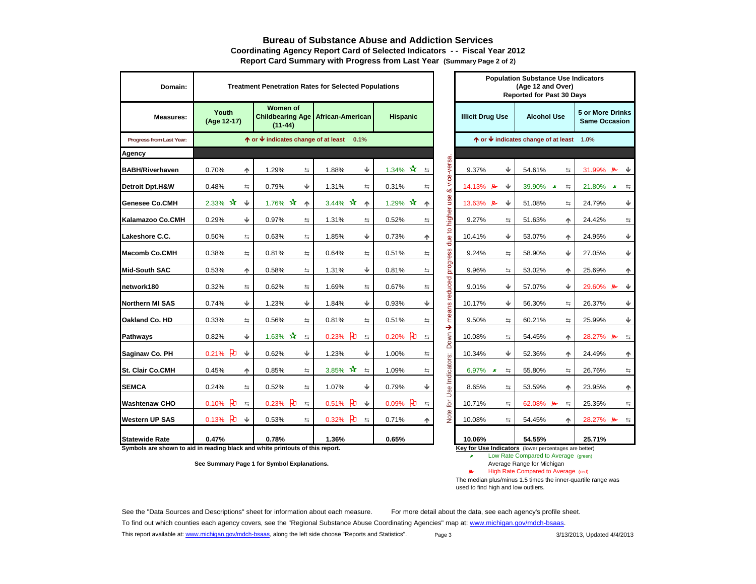# Bureau of Substance Abuse and Addiction Services

**Coordinating Agency Report Card of Selected Indicators - - Fiscal Year 2012**

**Report Card Summary with Progress from Last Year** (Summary Page 2 of 2)

| Domain: | Treatment Penetration Rates for Selected Populations | | | | Population Substance Use Indicators (Age 12 and Over) Reported for Past 30 Days | | |
|---|---|---|---|---|---|---|---|
| **Measures:** | **Youth (Age 12-17)** | **Women of Childbearing Age (11-44)** | **African-American** | **Hispanic** | **Illicit Drug Use** | **Alcohol Use** | **5 or More Drinks Same Occasion** |
| Progress from Last Year: | ↑ or ↓ indicates change of at least 0.1% | | | | ↑ or ↓ indicates change of at least 1.0% | | |
| **Agency** | | | | | | | |
| **BABH/Riverhaven** | 0.70% ↑ | 1.29% ⇆ | 1.88% ↓ | 1.34% ☆ ⇆ | 9.37% ↓ | 54.61% ⇆ | 31.99% ⚑ ↓ |
| **Detroit Dpt.H&W** | 0.48% ⇆ | 0.79% ↓ | 1.31% ⇆ | 0.31% ⇆ | 14.13% ⚑ ↓ | 39.90% ★ ⇆ | 21.80% ★ ⇆ |
| **Genesee Co.CMH** | 2.33% ☆ ↓ | 1.76% ☆ ↑ | 3.44% ☆ ↑ | 1.29% ☆ ↑ | 13.63% ⚑ ↓ | 51.08% ⇆ | 24.79% ↓ |
| **Kalamazoo Co.CMH** | 0.29% ↓ | 0.97% ⇆ | 1.31% ⇆ | 0.52% ⇆ | 9.27% ⇆ | 51.63% ↑ | 24.42% ⇆ |
| **Lakeshore C.C.** | 0.50% ⇆ | 0.63% ⇆ | 1.85% ↓ | 0.73% ↑ | 10.41% ↓ | 53.07% ↑ | 24.95% ↓ |
| **Macomb Co.CMH** | 0.38% ⇆ | 0.81% ⇆ | 0.64% ⇆ | 0.51% ⇆ | 9.24% ⇆ | 58.90% ↓ | 27.05% ↓ |
| **Mid-South SAC** | 0.53% ↑ | 0.58% ⇆ | 1.31% ↓ | 0.81% ⇆ | 9.96% ⇆ | 53.02% ↑ | 25.69% ↑ |
| **network180** | 0.32% ⇆ | 0.62% ⇆ | 1.69% ⇆ | 0.67% ⇆ | 9.01% ↓ | 57.07% ↓ | 29.60% ⚑ ↓ |
| **Northern MI SAS** | 0.74% ↓ | 1.23% ↓ | 1.84% ↓ | 0.93% ↓ | 10.17% ↓ | 56.30% ⇆ | 26.37% ↓ |
| **Oakland Co. HD** | 0.33% ⇆ | 0.56% ⇆ | 0.81% ⇆ | 0.51% ⇆ | 9.50% ⇆ | 60.21% ⇆ | 25.99% ↓ |
| **Pathways** | 0.82% ↓ | 1.63% ☆ ⇆ | 0.23% ⚐ ⇆ | 0.20% ⚐ ⇆ | 10.08% ⇆ | 54.45% ↑ | 28.27% ⚑ ⇆ |
| **Saginaw Co. PH** | 0.21% ⚐ ↓ | 0.62% ↓ | 1.23% ↓ | 1.00% ⇆ | 10.34% ↓ | 52.36% ↑ | 24.49% ↑ |
| **St. Clair Co.CMH** | 0.45% ↑ | 0.85% ⇆ | 3.85% ☆ ⇆ | 1.09% ⇆ | 6.97% ★ ⇆ | 55.80% ⇆ | 26.76% ⇆ |
| **SEMCA** | 0.24% ⇆ | 0.52% ⇆ | 1.07% ↓ | 0.79% ↓ | 8.65% ⇆ | 53.59% ↑ | 23.95% ↑ |
| **Washtenaw CHO** | 0.10% ⚐ ⇆ | 0.23% ⚐ ⇆ | 0.51% ⚐ ↓ | 0.09% ⚐ ⇆ | 10.71% ⇆ | 62.08% ⚑ ⇆ | 25.35% ⇆ |
| **Western UP SAS** | 0.13% ⚐ ↓ | 0.53% ⇆ | 0.32% ⚐ ⇆ | 0.71% ↑ | 10.08% ⇆ | 54.45% ↑ | 28.27% ⚑ ⇆ |
| **Statewide Rate** | **0.47%** | **0.78%** | **1.36%** | **0.65%** | **10.06%** | **54.55%** | **25.71%** |

Note for Use Indicators: Down ↓ means reduced progress due to higher use & vice-versa.

**Symbols are shown to aid in reading black and white printouts of this report.**

**See Summary Page 1 for Symbol Explanations.**

**Key for Use Indicators** (lower percentages are better)

- ★ Low Rate Compared to Average (green)
- Average Range for Michigan
- ⚑ High Rate Compared to Average (red)

The median plus/minus 1.5 times the inner-quartile range was used to find high and low outliers.

See the "Data Sources and Descriptions" sheet for information about each measure. For more detail about the data, see each agency's profile sheet.

To find out which counties each agency covers, see the "Regional Substance Abuse Coordinating Agencies" map at: www.michigan.gov/mdch-bsaas.

This report available at: www.michigan.gov/mdch-bsaas, along the left side choose "Reports and Statistics".

3/13/2013, Updated 4/4/2013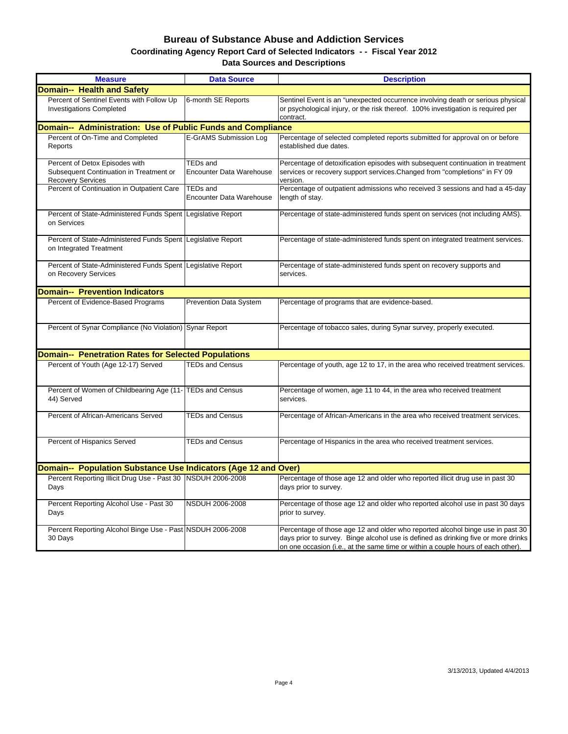# Bureau of Substance Abuse and Addiction Services

## Coordinating Agency Report Card of Selected Indicators - - Fiscal Year 2012

## Data Sources and Descriptions

| Measure | Data Source | Description |
|---|---|---|
| **Domain-- Health and Safety** | | |
| Percent of Sentinel Events with Follow Up Investigations Completed | 6-month SE Reports | Sentinel Event is an "unexpected occurrence involving death or serious physical or psychological injury, or the risk thereof. 100% investigation is required per contract. |
| **Domain-- Administration: Use of Public Funds and Compliance** | | |
| Percent of On-Time and Completed Reports | E-GrAMS Submission Log | Percentage of selected completed reports submitted for approval on or before established due dates. |
| Percent of Detox Episodes with Subsequent Continuation in Treatment or Recovery Services | TEDs and Encounter Data Warehouse | Percentage of detoxification episodes with subsequent continuation in treatment services or recovery support services.Changed from "completions" in FY 09 version. |
| Percent of Continuation in Outpatient Care | TEDs and Encounter Data Warehouse | Percentage of outpatient admissions who received 3 sessions and had a 45-day length of stay. |
| Percent of State-Administered Funds Spent on Services | Legislative Report | Percentage of state-administered funds spent on services (not including AMS). |
| Percent of State-Administered Funds Spent on Integrated Treatment | Legislative Report | Percentage of state-administered funds spent on integrated treatment services. |
| Percent of State-Administered Funds Spent on Recovery Services | Legislative Report | Percentage of state-administered funds spent on recovery supports and services. |
| **Domain-- Prevention Indicators** | | |
| Percent of Evidence-Based Programs | Prevention Data System | Percentage of programs that are evidence-based. |
| Percent of Synar Compliance (No Violation) | Synar Report | Percentage of tobacco sales, during Synar survey, properly executed. |
| **Domain-- Penetration Rates for Selected Populations** | | |
| Percent of Youth (Age 12-17) Served | TEDs and Census | Percentage of youth, age 12 to 17, in the area who received treatment services. |
| Percent of Women of Childbearing Age (11-44) Served | TEDs and Census | Percentage of women, age 11 to 44, in the area who received treatment services. |
| Percent of African-Americans Served | TEDs and Census | Percentage of African-Americans in the area who received treatment services. |
| Percent of Hispanics Served | TEDs and Census | Percentage of Hispanics in the area who received treatment services. |
| **Domain-- Population Substance Use Indicators (Age 12 and Over)** | | |
| Percent Reporting Illicit Drug Use - Past 30 Days | NSDUH 2006-2008 | Percentage of those age 12 and older who reported illicit drug use in past 30 days prior to survey. |
| Percent Reporting Alcohol Use - Past 30 Days | NSDUH 2006-2008 | Percentage of those age 12 and older who reported alcohol use in past 30 days prior to survey. |
| Percent Reporting Alcohol Binge Use - Past 30 Days | NSDUH 2006-2008 | Percentage of those age 12 and older who reported alcohol binge use in past 30 days prior to survey. Binge alcohol use is defined as drinking five or more drinks on one occasion (i.e., at the same time or within a couple hours of each other). |

3/13/2013, Updated 4/4/2013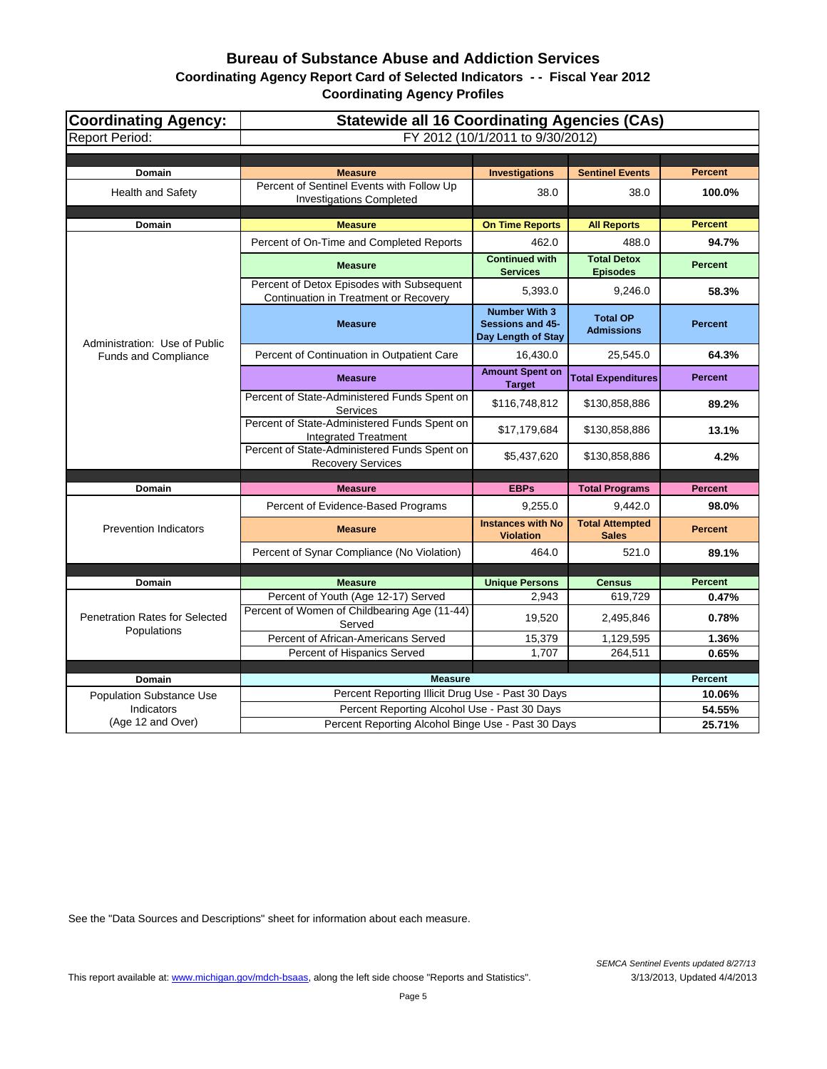# Bureau of Substance Abuse and Addiction Services

## Coordinating Agency Report Card of Selected Indicators - - Fiscal Year 2012

## Coordinating Agency Profiles

| Coordinating Agency: | Statewide all 16 Coordinating Agencies (CAs) | | | |
|---|---|---|---|---|
| Report Period: | FY 2012 (10/1/2011 to 9/30/2012) | | | |
| **Domain** | **Measure** | **Investigations** | **Sentinel Events** | **Percent** |
| Health and Safety | Percent of Sentinel Events with Follow Up Investigations Completed | 38.0 | 38.0 | **100.0%** |
| **Domain** | **Measure** | **On Time Reports** | **All Reports** | **Percent** |
| Administration: Use of Public Funds and Compliance | Percent of On-Time and Completed Reports | 462.0 | 488.0 | **94.7%** |
| | **Measure** | **Continued with Services** | **Total Detox Episodes** | **Percent** |
| | Percent of Detox Episodes with Subsequent Continuation in Treatment or Recovery | 5,393.0 | 9,246.0 | **58.3%** |
| | **Measure** | **Number With 3 Sessions and 45-Day Length of Stay** | **Total OP Admissions** | **Percent** |
| | Percent of Continuation in Outpatient Care | 16,430.0 | 25,545.0 | **64.3%** |
| | **Measure** | **Amount Spent on Target** | **Total Expenditures** | **Percent** |
| | Percent of State-Administered Funds Spent on Services | $116,748,812 | $130,858,886 | **89.2%** |
| | Percent of State-Administered Funds Spent on Integrated Treatment | $17,179,684 | $130,858,886 | **13.1%** |
| | Percent of State-Administered Funds Spent on Recovery Services | $5,437,620 | $130,858,886 | **4.2%** |
| **Domain** | **Measure** | **EBPs** | **Total Programs** | **Percent** |
| Prevention Indicators | Percent of Evidence-Based Programs | 9,255.0 | 9,442.0 | **98.0%** |
| | **Measure** | **Instances with No Violation** | **Total Attempted Sales** | **Percent** |
| | Percent of Synar Compliance (No Violation) | 464.0 | 521.0 | **89.1%** |
| **Domain** | **Measure** | **Unique Persons** | **Census** | **Percent** |
| Penetration Rates for Selected Populations | Percent of Youth (Age 12-17) Served | 2,943 | 619,729 | **0.47%** |
| | Percent of Women of Childbearing Age (11-44) Served | 19,520 | 2,495,846 | **0.78%** |
| | Percent of African-Americans Served | 15,379 | 1,129,595 | **1.36%** |
| | Percent of Hispanics Served | 1,707 | 264,511 | **0.65%** |
| **Domain** | **Measure** | | | **Percent** |
| Population Substance Use Indicators (Age 12 and Over) | Percent Reporting Illicit Drug Use - Past 30 Days | | | **10.06%** |
| | Percent Reporting Alcohol Use - Past 30 Days | | | **54.55%** |
| | Percent Reporting Alcohol Binge Use - Past 30 Days | | | **25.71%** |

See the "Data Sources and Descriptions" sheet for information about each measure.

This report available at: www.michigan.gov/mdch-bsaas, along the left side choose "Reports and Statistics".

*SEMCA Sentinel Events updated 8/27/13*
3/13/2013, Updated 4/4/2013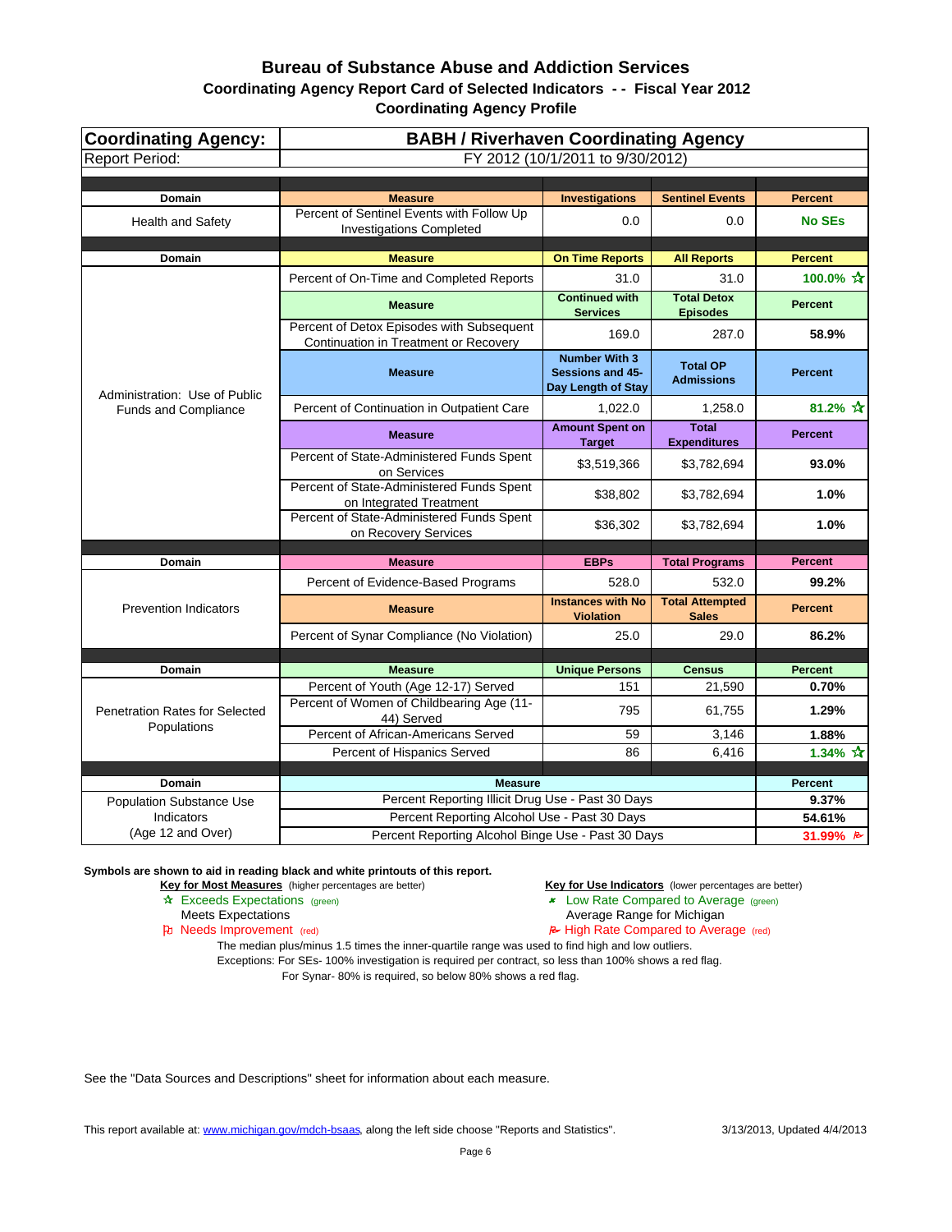# Bureau of Substance Abuse and Addiction Services

## Coordinating Agency Report Card of Selected Indicators - - Fiscal Year 2012

## Coordinating Agency Profile

| Coordinating Agency: | BABH / Riverhaven Coordinating Agency | | | |
|---|---|---|---|---|
| Report Period: | FY 2012 (10/1/2011 to 9/30/2012) | | | |
| **Domain** | **Measure** | **Investigations** | **Sentinel Events** | **Percent** |
| Health and Safety | Percent of Sentinel Events with Follow Up Investigations Completed | 0.0 | 0.0 | No SEs |
| **Domain** | **Measure** | **On Time Reports** | **All Reports** | **Percent** |
| Administration: Use of Public Funds and Compliance | Percent of On-Time and Completed Reports | 31.0 | 31.0 | 100.0% ☆ |
| | **Measure** | **Continued with Services** | **Total Detox Episodes** | **Percent** |
| | Percent of Detox Episodes with Subsequent Continuation in Treatment or Recovery | 169.0 | 287.0 | 58.9% |
| | **Measure** | **Number With 3 Sessions and 45-Day Length of Stay** | **Total OP Admissions** | **Percent** |
| | Percent of Continuation in Outpatient Care | 1,022.0 | 1,258.0 | 81.2% ☆ |
| | **Measure** | **Amount Spent on Target** | **Total Expenditures** | **Percent** |
| | Percent of State-Administered Funds Spent on Services | $3,519,366 | $3,782,694 | 93.0% |
| | Percent of State-Administered Funds Spent on Integrated Treatment | $38,802 | $3,782,694 | 1.0% |
| | Percent of State-Administered Funds Spent on Recovery Services | $36,302 | $3,782,694 | 1.0% |
| **Domain** | **Measure** | **EBPs** | **Total Programs** | **Percent** |
| Prevention Indicators | Percent of Evidence-Based Programs | 528.0 | 532.0 | 99.2% |
| | **Measure** | **Instances with No Violation** | **Total Attempted Sales** | **Percent** |
| | Percent of Synar Compliance (No Violation) | 25.0 | 29.0 | 86.2% |
| **Domain** | **Measure** | **Unique Persons** | **Census** | **Percent** |
| Penetration Rates for Selected Populations | Percent of Youth (Age 12-17) Served | 151 | 21,590 | 0.70% |
| | Percent of Women of Childbearing Age (11-44) Served | 795 | 61,755 | 1.29% |
| | Percent of African-Americans Served | 59 | 3,146 | 1.88% |
| | Percent of Hispanics Served | 86 | 6,416 | 1.34% ☆ |
| **Domain** | **Measure** | | | **Percent** |
| Population Substance Use Indicators (Age 12 and Over) | Percent Reporting Illicit Drug Use - Past 30 Days | | | 9.37% |
| | Percent Reporting Alcohol Use - Past 30 Days | | | 54.61% |
| | Percent Reporting Alcohol Binge Use - Past 30 Days | | | 31.99% ⚑ |

**Symbols are shown to aid in reading black and white printouts of this report.**

**Key for Most Measures** (higher percentages are better)
- ☆ Exceeds Expectations (green)
- Meets Expectations
- ⚐ Needs Improvement (red)

**Key for Use Indicators** (lower percentages are better)
- ★ Low Rate Compared to Average (green)
- Average Range for Michigan
- ⚑ High Rate Compared to Average (red)

The median plus/minus 1.5 times the inner-quartile range was used to find high and low outliers.

Exceptions: For SEs- 100% investigation is required per contract, so less than 100% shows a red flag.

For Synar- 80% is required, so below 80% shows a red flag.

See the "Data Sources and Descriptions" sheet for information about each measure.

This report available at: www.michigan.gov/mdch-bsaas, along the left side choose "Reports and Statistics".

3/13/2013, Updated 4/4/2013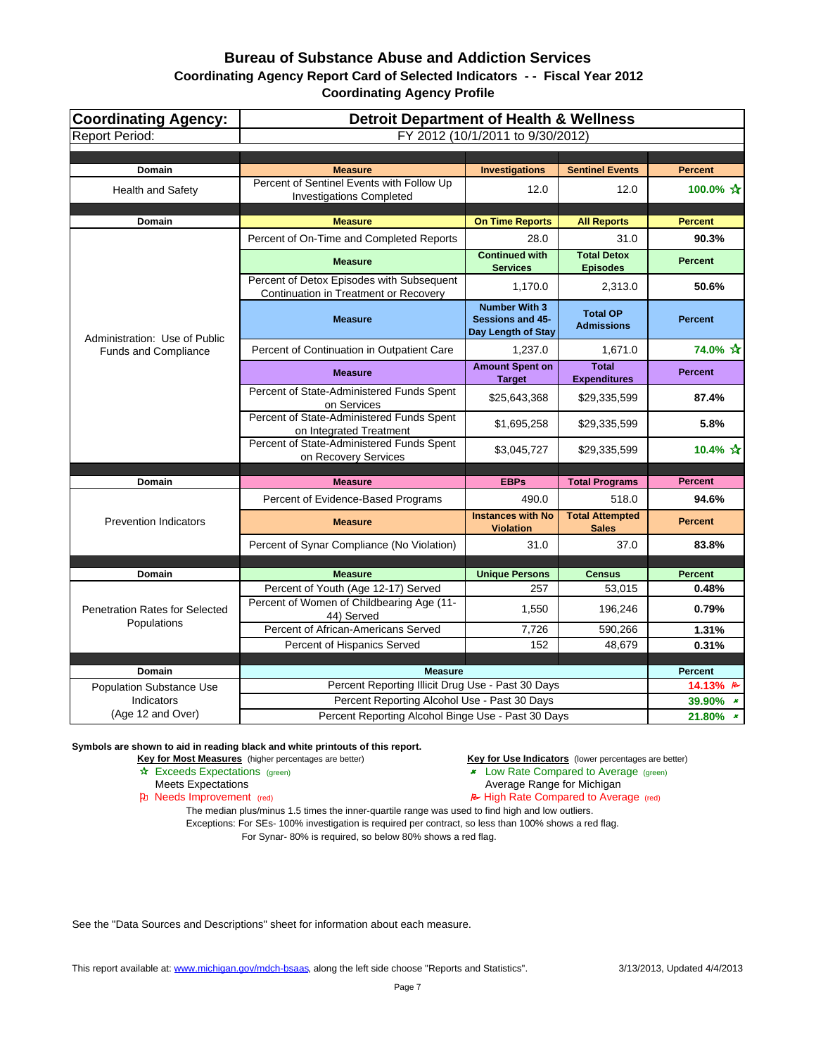# Bureau of Substance Abuse and Addiction Services

## Coordinating Agency Report Card of Selected Indicators - - Fiscal Year 2012

### Coordinating Agency Profile

| Coordinating Agency: | Detroit Department of Health & Wellness | | | |
|---|---|---|---|---|
| Report Period: | FY 2012 (10/1/2011 to 9/30/2012) | | | |
| **Domain** | **Measure** | **Investigations** | **Sentinel Events** | **Percent** |
| Health and Safety | Percent of Sentinel Events with Follow Up Investigations Completed | 12.0 | 12.0 | 100.0% ☆ |
| **Domain** | **Measure** | **On Time Reports** | **All Reports** | **Percent** |
| Administration: Use of Public Funds and Compliance | Percent of On-Time and Completed Reports | 28.0 | 31.0 | 90.3% |
| | **Measure** | **Continued with Services** | **Total Detox Episodes** | **Percent** |
| | Percent of Detox Episodes with Subsequent Continuation in Treatment or Recovery | 1,170.0 | 2,313.0 | 50.6% |
| | **Measure** | **Number With 3 Sessions and 45-Day Length of Stay** | **Total OP Admissions** | **Percent** |
| | Percent of Continuation in Outpatient Care | 1,237.0 | 1,671.0 | 74.0% ☆ |
| | **Measure** | **Amount Spent on Target** | **Total Expenditures** | **Percent** |
| | Percent of State-Administered Funds Spent on Services | $25,643,368 | $29,335,599 | 87.4% |
| | Percent of State-Administered Funds Spent on Integrated Treatment | $1,695,258 | $29,335,599 | 5.8% |
| | Percent of State-Administered Funds Spent on Recovery Services | $3,045,727 | $29,335,599 | 10.4% ☆ |
| **Domain** | **Measure** | **EBPs** | **Total Programs** | **Percent** |
| Prevention Indicators | Percent of Evidence-Based Programs | 490.0 | 518.0 | 94.6% |
| | **Measure** | **Instances with No Violation** | **Total Attempted Sales** | **Percent** |
| | Percent of Synar Compliance (No Violation) | 31.0 | 37.0 | 83.8% |
| **Domain** | **Measure** | **Unique Persons** | **Census** | **Percent** |
| Penetration Rates for Selected Populations | Percent of Youth (Age 12-17) Served | 257 | 53,015 | 0.48% |
| | Percent of Women of Childbearing Age (11-44) Served | 1,550 | 196,246 | 0.79% |
| | Percent of African-Americans Served | 7,726 | 590,266 | 1.31% |
| | Percent of Hispanics Served | 152 | 48,679 | 0.31% |
| **Domain** | **Measure** | | | **Percent** |
| Population Substance Use Indicators (Age 12 and Over) | Percent Reporting Illicit Drug Use - Past 30 Days | | | 14.13% (red flag) |
| | Percent Reporting Alcohol Use - Past 30 Days | | | 39.90% (green) |
| | Percent Reporting Alcohol Binge Use - Past 30 Days | | | 21.80% (green) |

**Symbols are shown to aid in reading black and white printouts of this report.**

**Key for Most Measures** (higher percentages are better)
- ☆ Exceeds Expectations (green)
- Meets Expectations
- Needs Improvement (red)

**Key for Use Indicators** (lower percentages are better)
- Low Rate Compared to Average (green)
- Average Range for Michigan
- High Rate Compared to Average (red)

The median plus/minus 1.5 times the inner-quartile range was used to find high and low outliers.
Exceptions: For SEs- 100% investigation is required per contract, so less than 100% shows a red flag.
For Synar- 80% is required, so below 80% shows a red flag.

See the "Data Sources and Descriptions" sheet for information about each measure.

This report available at: www.michigan.gov/mdch-bsaas, along the left side choose "Reports and Statistics". 3/13/2013, Updated 4/4/2013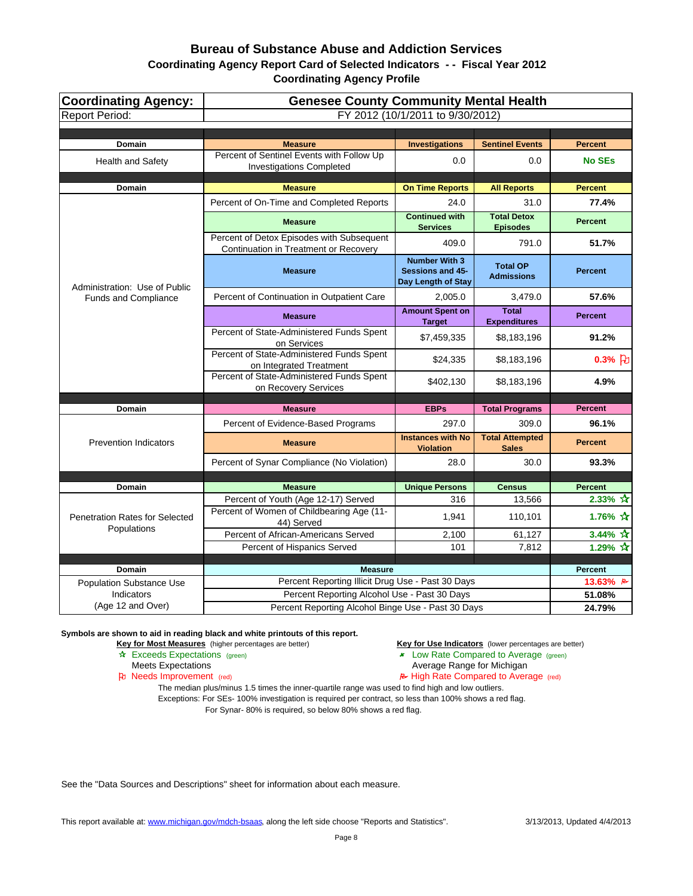# Bureau of Substance Abuse and Addiction Services

## Coordinating Agency Report Card of Selected Indicators - - Fiscal Year 2012

### Coordinating Agency Profile

| Coordinating Agency: | Genesee County Community Mental Health | | | |
|---|---|---|---|---|
| Report Period: | FY 2012 (10/1/2011 to 9/30/2012) | | | |
| **Domain** | **Measure** | **Investigations** | **Sentinel Events** | **Percent** |
| Health and Safety | Percent of Sentinel Events with Follow Up Investigations Completed | 0.0 | 0.0 | **No SEs** |
| **Domain** | **Measure** | **On Time Reports** | **All Reports** | **Percent** |
| Administration: Use of Public Funds and Compliance | Percent of On-Time and Completed Reports | 24.0 | 31.0 | **77.4%** |
| | **Measure** | **Continued with Services** | **Total Detox Episodes** | **Percent** |
| | Percent of Detox Episodes with Subsequent Continuation in Treatment or Recovery | 409.0 | 791.0 | **51.7%** |
| | **Measure** | **Number With 3 Sessions and 45-Day Length of Stay** | **Total OP Admissions** | **Percent** |
| | Percent of Continuation in Outpatient Care | 2,005.0 | 3,479.0 | **57.6%** |
| | **Measure** | **Amount Spent on Target** | **Total Expenditures** | **Percent** |
| | Percent of State-Administered Funds Spent on Services | $7,459,335 | $8,183,196 | **91.2%** |
| | Percent of State-Administered Funds Spent on Integrated Treatment | $24,335 | $8,183,196 | **0.3%** ⚐ |
| | Percent of State-Administered Funds Spent on Recovery Services | $402,130 | $8,183,196 | **4.9%** |
| **Domain** | **Measure** | **EBPs** | **Total Programs** | **Percent** |
| Prevention Indicators | Percent of Evidence-Based Programs | 297.0 | 309.0 | **96.1%** |
| | **Measure** | **Instances with No Violation** | **Total Attempted Sales** | **Percent** |
| | Percent of Synar Compliance (No Violation) | 28.0 | 30.0 | **93.3%** |
| **Domain** | **Measure** | **Unique Persons** | **Census** | **Percent** |
| Penetration Rates for Selected Populations | Percent of Youth (Age 12-17) Served | 316 | 13,566 | **2.33%** ☆ |
| | Percent of Women of Childbearing Age (11-44) Served | 1,941 | 110,101 | **1.76%** ☆ |
| | Percent of African-Americans Served | 2,100 | 61,127 | **3.44%** ☆ |
| | Percent of Hispanics Served | 101 | 7,812 | **1.29%** ☆ |
| **Domain** | **Measure** | | | **Percent** |
| Population Substance Use Indicators (Age 12 and Over) | Percent Reporting Illicit Drug Use - Past 30 Days | | | **13.63%** ⚑ |
| | Percent Reporting Alcohol Use - Past 30 Days | | | **51.08%** |
| | Percent Reporting Alcohol Binge Use - Past 30 Days | | | **24.79%** |

**Symbols are shown to aid in reading black and white printouts of this report.**

**Key for Most Measures** (higher percentages are better)
- ☆ Exceeds Expectations (green)
- Meets Expectations
- ⚐ Needs Improvement (red)

**Key for Use Indicators** (lower percentages are better)
- ★ Low Rate Compared to Average (green)
- Average Range for Michigan
- ⚑ High Rate Compared to Average (red)

The median plus/minus 1.5 times the inner-quartile range was used to find high and low outliers.
Exceptions: For SEs- 100% investigation is required per contract, so less than 100% shows a red flag.
For Synar- 80% is required, so below 80% shows a red flag.

See the "Data Sources and Descriptions" sheet for information about each measure.

This report available at: www.michigan.gov/mdch-bsaas, along the left side choose "Reports and Statistics". 3/13/2013, Updated 4/4/2013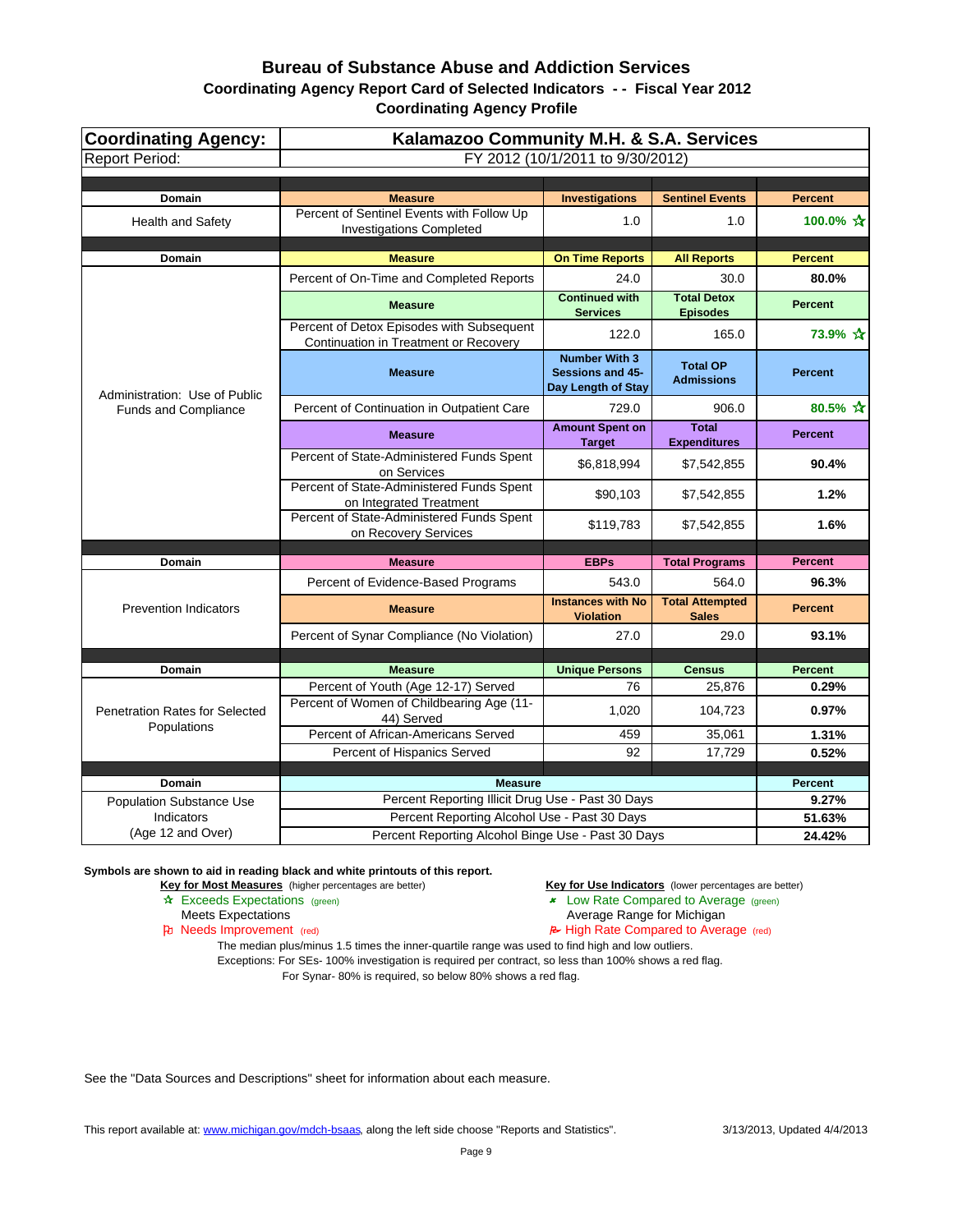# Bureau of Substance Abuse and Addiction Services

## Coordinating Agency Report Card of Selected Indicators - - Fiscal Year 2012

### Coordinating Agency Profile

| Coordinating Agency: | Kalamazoo Community M.H. & S.A. Services | | | |
|---|---|---|---|---|
| Report Period: | FY 2012 (10/1/2011 to 9/30/2012) | | | |
| **Domain** | **Measure** | **Investigations** | **Sentinel Events** | **Percent** |
| Health and Safety | Percent of Sentinel Events with Follow Up Investigations Completed | 1.0 | 1.0 | 100.0% ☆ |
| **Domain** | **Measure** | **On Time Reports** | **All Reports** | **Percent** |
| Administration: Use of Public Funds and Compliance | Percent of On-Time and Completed Reports | 24.0 | 30.0 | 80.0% |
| | **Measure** | **Continued with Services** | **Total Detox Episodes** | **Percent** |
| | Percent of Detox Episodes with Subsequent Continuation in Treatment or Recovery | 122.0 | 165.0 | 73.9% ☆ |
| | **Measure** | **Number With 3 Sessions and 45-Day Length of Stay** | **Total OP Admissions** | **Percent** |
| | Percent of Continuation in Outpatient Care | 729.0 | 906.0 | 80.5% ☆ |
| | **Measure** | **Amount Spent on Target** | **Total Expenditures** | **Percent** |
| | Percent of State-Administered Funds Spent on Services | $6,818,994 | $7,542,855 | 90.4% |
| | Percent of State-Administered Funds Spent on Integrated Treatment | $90,103 | $7,542,855 | 1.2% |
| | Percent of State-Administered Funds Spent on Recovery Services | $119,783 | $7,542,855 | 1.6% |
| **Domain** | **Measure** | **EBPs** | **Total Programs** | **Percent** |
| Prevention Indicators | Percent of Evidence-Based Programs | 543.0 | 564.0 | 96.3% |
| | **Measure** | **Instances with No Violation** | **Total Attempted Sales** | **Percent** |
| | Percent of Synar Compliance (No Violation) | 27.0 | 29.0 | 93.1% |
| **Domain** | **Measure** | **Unique Persons** | **Census** | **Percent** |
| Penetration Rates for Selected Populations | Percent of Youth (Age 12-17) Served | 76 | 25,876 | 0.29% |
| | Percent of Women of Childbearing Age (11-44) Served | 1,020 | 104,723 | 0.97% |
| | Percent of African-Americans Served | 459 | 35,061 | 1.31% |
| | Percent of Hispanics Served | 92 | 17,729 | 0.52% |
| **Domain** | **Measure** | | | **Percent** |
| Population Substance Use Indicators (Age 12 and Over) | Percent Reporting Illicit Drug Use - Past 30 Days | | | 9.27% |
| | Percent Reporting Alcohol Use - Past 30 Days | | | 51.63% |
| | Percent Reporting Alcohol Binge Use - Past 30 Days | | | 24.42% |

**Symbols are shown to aid in reading black and white printouts of this report.**

**Key for Most Measures** (higher percentages are better)
- ☆ Exceeds Expectations (green)
- Meets Expectations
- ⚐ Needs Improvement (red)

**Key for Use Indicators** (lower percentages are better)
- Low Rate Compared to Average (green)
- Average Range for Michigan
- ⚐ High Rate Compared to Average (red)

The median plus/minus 1.5 times the inner-quartile range was used to find high and low outliers.
Exceptions: For SEs- 100% investigation is required per contract, so less than 100% shows a red flag.
For Synar- 80% is required, so below 80% shows a red flag.

See the "Data Sources and Descriptions" sheet for information about each measure.

This report available at: www.michigan.gov/mdch-bsaas, along the left side choose "Reports and Statistics".

3/13/2013, Updated 4/4/2013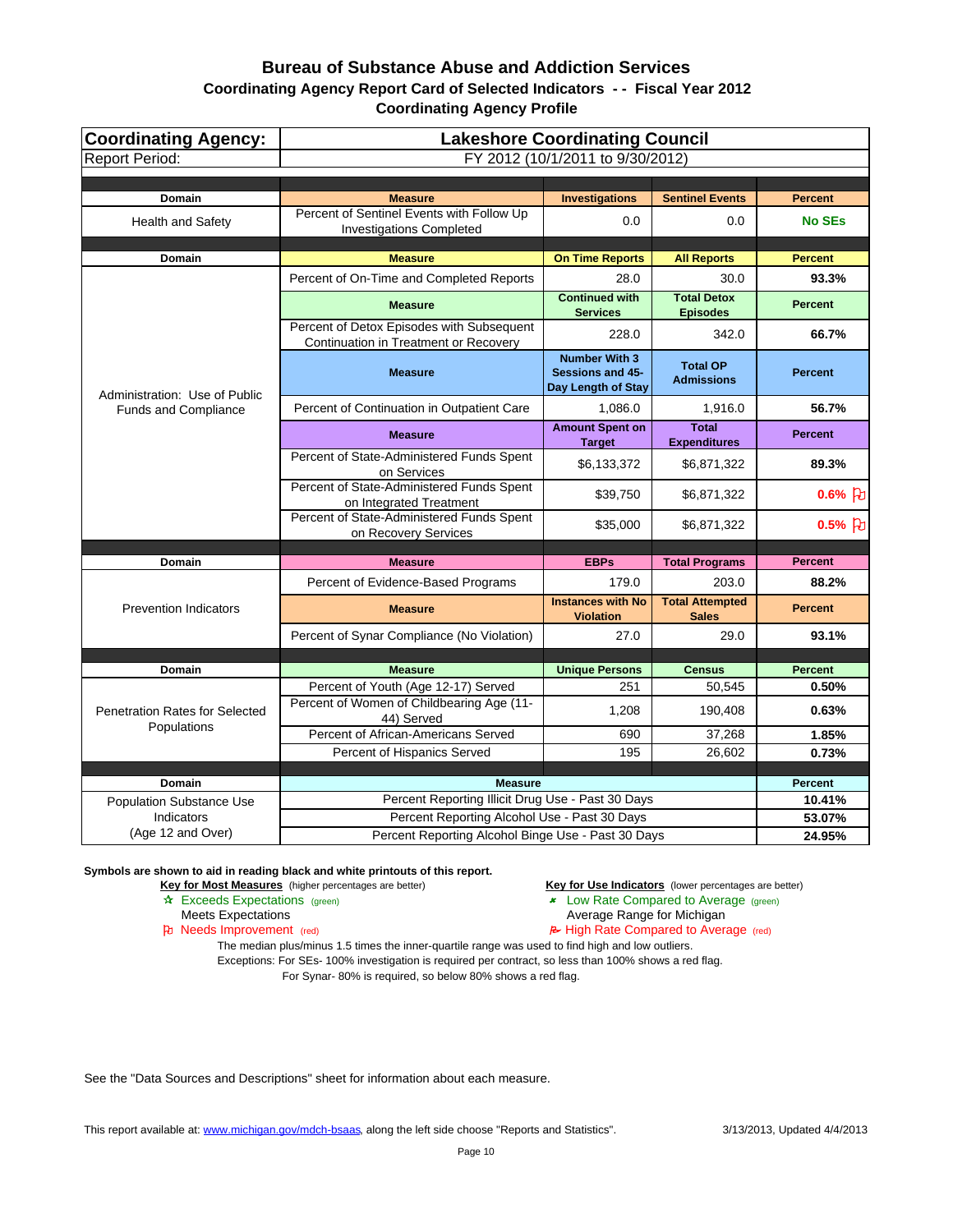# Bureau of Substance Abuse and Addiction Services

## Coordinating Agency Report Card of Selected Indicators - - Fiscal Year 2012

### Coordinating Agency Profile

| Coordinating Agency: | Lakeshore Coordinating Council | | | |
|---|---|---|---|---|
| Report Period: | FY 2012 (10/1/2011 to 9/30/2012) | | | |
| **Domain** | **Measure** | **Investigations** | **Sentinel Events** | **Percent** |
| Health and Safety | Percent of Sentinel Events with Follow Up Investigations Completed | 0.0 | 0.0 | No SEs |
| **Domain** | **Measure** | **On Time Reports** | **All Reports** | **Percent** |
| Administration: Use of Public Funds and Compliance | Percent of On-Time and Completed Reports | 28.0 | 30.0 | 93.3% |
| | **Measure** | **Continued with Services** | **Total Detox Episodes** | **Percent** |
| | Percent of Detox Episodes with Subsequent Continuation in Treatment or Recovery | 228.0 | 342.0 | 66.7% |
| | **Measure** | **Number With 3 Sessions and 45-Day Length of Stay** | **Total OP Admissions** | **Percent** |
| | Percent of Continuation in Outpatient Care | 1,086.0 | 1,916.0 | 56.7% |
| | **Measure** | **Amount Spent on Target** | **Total Expenditures** | **Percent** |
| | Percent of State-Administered Funds Spent on Services | $6,133,372 | $6,871,322 | 89.3% |
| | Percent of State-Administered Funds Spent on Integrated Treatment | $39,750 | $6,871,322 | 0.6% (Needs Improvement) |
| | Percent of State-Administered Funds Spent on Recovery Services | $35,000 | $6,871,322 | 0.5% (Needs Improvement) |
| **Domain** | **Measure** | **EBPs** | **Total Programs** | **Percent** |
| Prevention Indicators | Percent of Evidence-Based Programs | 179.0 | 203.0 | 88.2% |
| | **Measure** | **Instances with No Violation** | **Total Attempted Sales** | **Percent** |
| | Percent of Synar Compliance (No Violation) | 27.0 | 29.0 | 93.1% |
| **Domain** | **Measure** | **Unique Persons** | **Census** | **Percent** |
| Penetration Rates for Selected Populations | Percent of Youth (Age 12-17) Served | 251 | 50,545 | 0.50% |
| | Percent of Women of Childbearing Age (11-44) Served | 1,208 | 190,408 | 0.63% |
| | Percent of African-Americans Served | 690 | 37,268 | 1.85% |
| | Percent of Hispanics Served | 195 | 26,602 | 0.73% |
| **Domain** | **Measure** | | | **Percent** |
| Population Substance Use Indicators (Age 12 and Over) | Percent Reporting Illicit Drug Use - Past 30 Days | | | 10.41% |
| | Percent Reporting Alcohol Use - Past 30 Days | | | 53.07% |
| | Percent Reporting Alcohol Binge Use - Past 30 Days | | | 24.95% |

**Symbols are shown to aid in reading black and white printouts of this report.**

**Key for Most Measures** (higher percentages are better)
- ☆ Exceeds Expectations (green)
- Meets Expectations
- Needs Improvement (red)

**Key for Use Indicators** (lower percentages are better)
- Low Rate Compared to Average (green)
- Average Range for Michigan
- High Rate Compared to Average (red)

The median plus/minus 1.5 times the inner-quartile range was used to find high and low outliers.
Exceptions: For SEs- 100% investigation is required per contract, so less than 100% shows a red flag.
For Synar- 80% is required, so below 80% shows a red flag.

See the "Data Sources and Descriptions" sheet for information about each measure.

This report available at: www.michigan.gov/mdch-bsaas, along the left side choose "Reports and Statistics". 3/13/2013, Updated 4/4/2013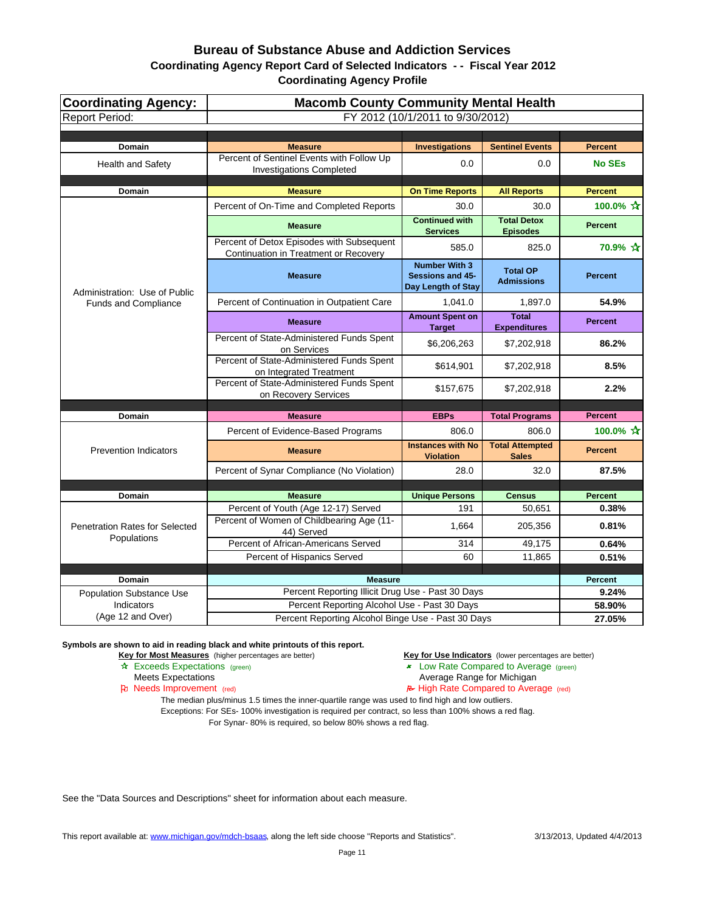# Bureau of Substance Abuse and Addiction Services

## Coordinating Agency Report Card of Selected Indicators - - Fiscal Year 2012

## Coordinating Agency Profile

| Coordinating Agency: | Macomb County Community Mental Health | | | |
|---|---|---|---|---|
| Report Period: | FY 2012 (10/1/2011 to 9/30/2012) | | | |
| **Domain** | **Measure** | **Investigations** | **Sentinel Events** | **Percent** |
| Health and Safety | Percent of Sentinel Events with Follow Up Investigations Completed | 0.0 | 0.0 | **No SEs** |
| **Domain** | **Measure** | **On Time Reports** | **All Reports** | **Percent** |
| Administration: Use of Public Funds and Compliance | Percent of On-Time and Completed Reports | 30.0 | 30.0 | **100.0% ☆** |
| | **Measure** | **Continued with Services** | **Total Detox Episodes** | **Percent** |
| | Percent of Detox Episodes with Subsequent Continuation in Treatment or Recovery | 585.0 | 825.0 | **70.9% ☆** |
| | **Measure** | **Number With 3 Sessions and 45-Day Length of Stay** | **Total OP Admissions** | **Percent** |
| | Percent of Continuation in Outpatient Care | 1,041.0 | 1,897.0 | **54.9%** |
| | **Measure** | **Amount Spent on Target** | **Total Expenditures** | **Percent** |
| | Percent of State-Administered Funds Spent on Services | $6,206,263 | $7,202,918 | **86.2%** |
| | Percent of State-Administered Funds Spent on Integrated Treatment | $614,901 | $7,202,918 | **8.5%** |
| | Percent of State-Administered Funds Spent on Recovery Services | $157,675 | $7,202,918 | **2.2%** |
| **Domain** | **Measure** | **EBPs** | **Total Programs** | **Percent** |
| Prevention Indicators | Percent of Evidence-Based Programs | 806.0 | 806.0 | **100.0% ☆** |
| | **Measure** | **Instances with No Violation** | **Total Attempted Sales** | **Percent** |
| | Percent of Synar Compliance (No Violation) | 28.0 | 32.0 | **87.5%** |
| **Domain** | **Measure** | **Unique Persons** | **Census** | **Percent** |
| Penetration Rates for Selected Populations | Percent of Youth (Age 12-17) Served | 191 | 50,651 | **0.38%** |
| | Percent of Women of Childbearing Age (11-44) Served | 1,664 | 205,356 | **0.81%** |
| | Percent of African-Americans Served | 314 | 49,175 | **0.64%** |
| | Percent of Hispanics Served | 60 | 11,865 | **0.51%** |
| **Domain** | **Measure** | | | **Percent** |
| Population Substance Use Indicators (Age 12 and Over) | Percent Reporting Illicit Drug Use - Past 30 Days | | | **9.24%** |
| | Percent Reporting Alcohol Use - Past 30 Days | | | **58.90%** |
| | Percent Reporting Alcohol Binge Use - Past 30 Days | | | **27.05%** |

**Symbols are shown to aid in reading black and white printouts of this report.**

**Key for Most Measures** (higher percentages are better)
- ☆ Exceeds Expectations (green)
- Meets Expectations
- Needs Improvement (red)

**Key for Use Indicators** (lower percentages are better)
- Low Rate Compared to Average (green)
- Average Range for Michigan
- High Rate Compared to Average (red)

The median plus/minus 1.5 times the inner-quartile range was used to find high and low outliers.

Exceptions: For SEs- 100% investigation is required per contract, so less than 100% shows a red flag.

For Synar- 80% is required, so below 80% shows a red flag.

See the "Data Sources and Descriptions" sheet for information about each measure.

This report available at: www.michigan.gov/mdch-bsaas, along the left side choose "Reports and Statistics".

3/13/2013, Updated 4/4/2013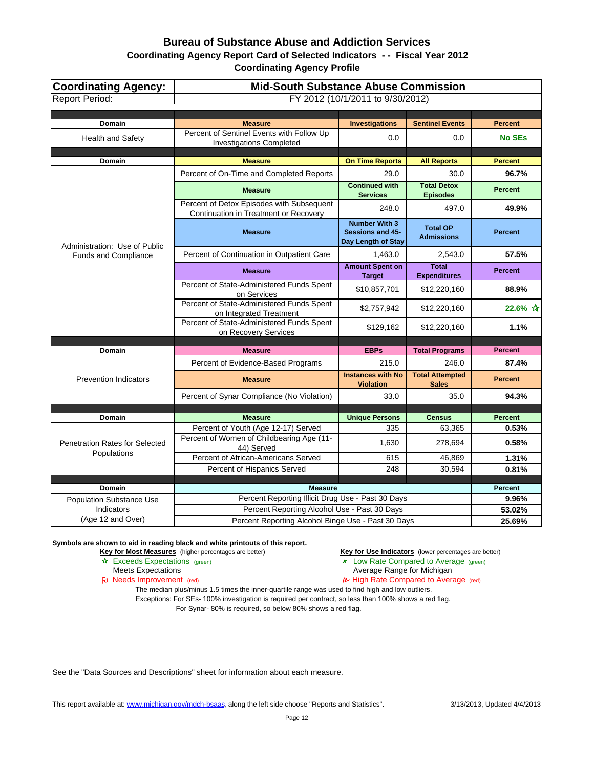# Bureau of Substance Abuse and Addiction Services

## Coordinating Agency Report Card of Selected Indicators - - Fiscal Year 2012

### Coordinating Agency Profile

| Coordinating Agency: | Mid-South Substance Abuse Commission | | | |
|---|---|---|---|---|
| Report Period: | FY 2012 (10/1/2011 to 9/30/2012) | | | |
| **Domain** | **Measure** | **Investigations** | **Sentinel Events** | **Percent** |
| Health and Safety | Percent of Sentinel Events with Follow Up Investigations Completed | 0.0 | 0.0 | **No SEs** |
| **Domain** | **Measure** | **On Time Reports** | **All Reports** | **Percent** |
| Administration: Use of Public Funds and Compliance | Percent of On-Time and Completed Reports | 29.0 | 30.0 | **96.7%** |
| | **Measure** | **Continued with Services** | **Total Detox Episodes** | **Percent** |
| | Percent of Detox Episodes with Subsequent Continuation in Treatment or Recovery | 248.0 | 497.0 | **49.9%** |
| | **Measure** | **Number With 3 Sessions and 45-Day Length of Stay** | **Total OP Admissions** | **Percent** |
| | Percent of Continuation in Outpatient Care | 1,463.0 | 2,543.0 | **57.5%** |
| | **Measure** | **Amount Spent on Target** | **Total Expenditures** | **Percent** |
| | Percent of State-Administered Funds Spent on Services | $10,857,701 | $12,220,160 | **88.9%** |
| | Percent of State-Administered Funds Spent on Integrated Treatment | $2,757,942 | $12,220,160 | **22.6%** ☆ |
| | Percent of State-Administered Funds Spent on Recovery Services | $129,162 | $12,220,160 | **1.1%** |
| **Domain** | **Measure** | **EBPs** | **Total Programs** | **Percent** |
| Prevention Indicators | Percent of Evidence-Based Programs | 215.0 | 246.0 | **87.4%** |
| | **Measure** | **Instances with No Violation** | **Total Attempted Sales** | **Percent** |
| | Percent of Synar Compliance (No Violation) | 33.0 | 35.0 | **94.3%** |
| **Domain** | **Measure** | **Unique Persons** | **Census** | **Percent** |
| Penetration Rates for Selected Populations | Percent of Youth (Age 12-17) Served | 335 | 63,365 | **0.53%** |
| | Percent of Women of Childbearing Age (11-44) Served | 1,630 | 278,694 | **0.58%** |
| | Percent of African-Americans Served | 615 | 46,869 | **1.31%** |
| | Percent of Hispanics Served | 248 | 30,594 | **0.81%** |
| **Domain** | **Measure** | | | **Percent** |
| Population Substance Use Indicators (Age 12 and Over) | Percent Reporting Illicit Drug Use - Past 30 Days | | | **9.96%** |
| | Percent Reporting Alcohol Use - Past 30 Days | | | **53.02%** |
| | Percent Reporting Alcohol Binge Use - Past 30 Days | | | **25.69%** |

**Symbols are shown to aid in reading black and white printouts of this report.**

**Key for Most Measures** (higher percentages are better)
- ☆ Exceeds Expectations (green)
- Meets Expectations
- Needs Improvement (red)

**Key for Use Indicators** (lower percentages are better)
- Low Rate Compared to Average (green)
- Average Range for Michigan
- High Rate Compared to Average (red)

The median plus/minus 1.5 times the inner-quartile range was used to find high and low outliers.
Exceptions: For SEs- 100% investigation is required per contract, so less than 100% shows a red flag.
For Synar- 80% is required, so below 80% shows a red flag.

See the "Data Sources and Descriptions" sheet for information about each measure.

This report available at: www.michigan.gov/mdch-bsaas, along the left side choose "Reports and Statistics". 3/13/2013, Updated 4/4/2013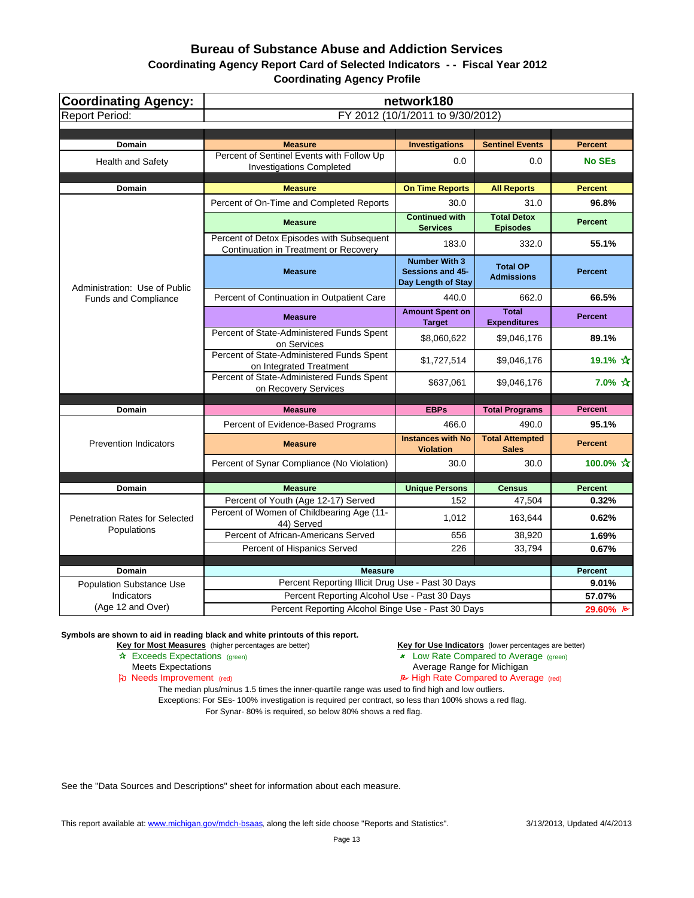# Bureau of Substance Abuse and Addiction Services

## Coordinating Agency Report Card of Selected Indicators - - Fiscal Year 2012

### Coordinating Agency Profile

| Coordinating Agency: | network180 | | | |
|---|---|---|---|---|
| Report Period: | FY 2012 (10/1/2011 to 9/30/2012) | | | |
| **Domain** | **Measure** | **Investigations** | **Sentinel Events** | **Percent** |
| Health and Safety | Percent of Sentinel Events with Follow Up Investigations Completed | 0.0 | 0.0 | **No SEs** |
| **Domain** | **Measure** | **On Time Reports** | **All Reports** | **Percent** |
| Administration: Use of Public Funds and Compliance | Percent of On-Time and Completed Reports | 30.0 | 31.0 | **96.8%** |
| | **Measure** | **Continued with Services** | **Total Detox Episodes** | **Percent** |
| | Percent of Detox Episodes with Subsequent Continuation in Treatment or Recovery | 183.0 | 332.0 | **55.1%** |
| | **Measure** | **Number With 3 Sessions and 45-Day Length of Stay** | **Total OP Admissions** | **Percent** |
| | Percent of Continuation in Outpatient Care | 440.0 | 662.0 | **66.5%** |
| | **Measure** | **Amount Spent on Target** | **Total Expenditures** | **Percent** |
| | Percent of State-Administered Funds Spent on Services | $8,060,622 | $9,046,176 | **89.1%** |
| | Percent of State-Administered Funds Spent on Integrated Treatment | $1,727,514 | $9,046,176 | **19.1%** ☆ |
| | Percent of State-Administered Funds Spent on Recovery Services | $637,061 | $9,046,176 | **7.0%** ☆ |
| **Domain** | **Measure** | **EBPs** | **Total Programs** | **Percent** |
| Prevention Indicators | Percent of Evidence-Based Programs | 466.0 | 490.0 | **95.1%** |
| | **Measure** | **Instances with No Violation** | **Total Attempted Sales** | **Percent** |
| | Percent of Synar Compliance (No Violation) | 30.0 | 30.0 | **100.0%** ☆ |
| **Domain** | **Measure** | **Unique Persons** | **Census** | **Percent** |
| Penetration Rates for Selected Populations | Percent of Youth (Age 12-17) Served | 152 | 47,504 | **0.32%** |
| | Percent of Women of Childbearing Age (11-44) Served | 1,012 | 163,644 | **0.62%** |
| | Percent of African-Americans Served | 656 | 38,920 | **1.69%** |
| | Percent of Hispanics Served | 226 | 33,794 | **0.67%** |
| **Domain** | **Measure** | | | **Percent** |
| Population Substance Use Indicators (Age 12 and Over) | Percent Reporting Illicit Drug Use - Past 30 Days | | | **9.01%** |
| | Percent Reporting Alcohol Use - Past 30 Days | | | **57.07%** |
| | Percent Reporting Alcohol Binge Use - Past 30 Days | | | **29.60%** (red flag) |

**Symbols are shown to aid in reading black and white printouts of this report.**

**Key for Most Measures** (higher percentages are better)
- ☆ Exceeds Expectations (green)
- Meets Expectations
- Needs Improvement (red)

**Key for Use Indicators** (lower percentages are better)
- Low Rate Compared to Average (green)
- Average Range for Michigan
- High Rate Compared to Average (red)

The median plus/minus 1.5 times the inner-quartile range was used to find high and low outliers.
Exceptions: For SEs- 100% investigation is required per contract, so less than 100% shows a red flag.
For Synar- 80% is required, so below 80% shows a red flag.

See the "Data Sources and Descriptions" sheet for information about each measure.

This report available at: www.michigan.gov/mdch-bsaas, along the left side choose "Reports and Statistics".

3/13/2013, Updated 4/4/2013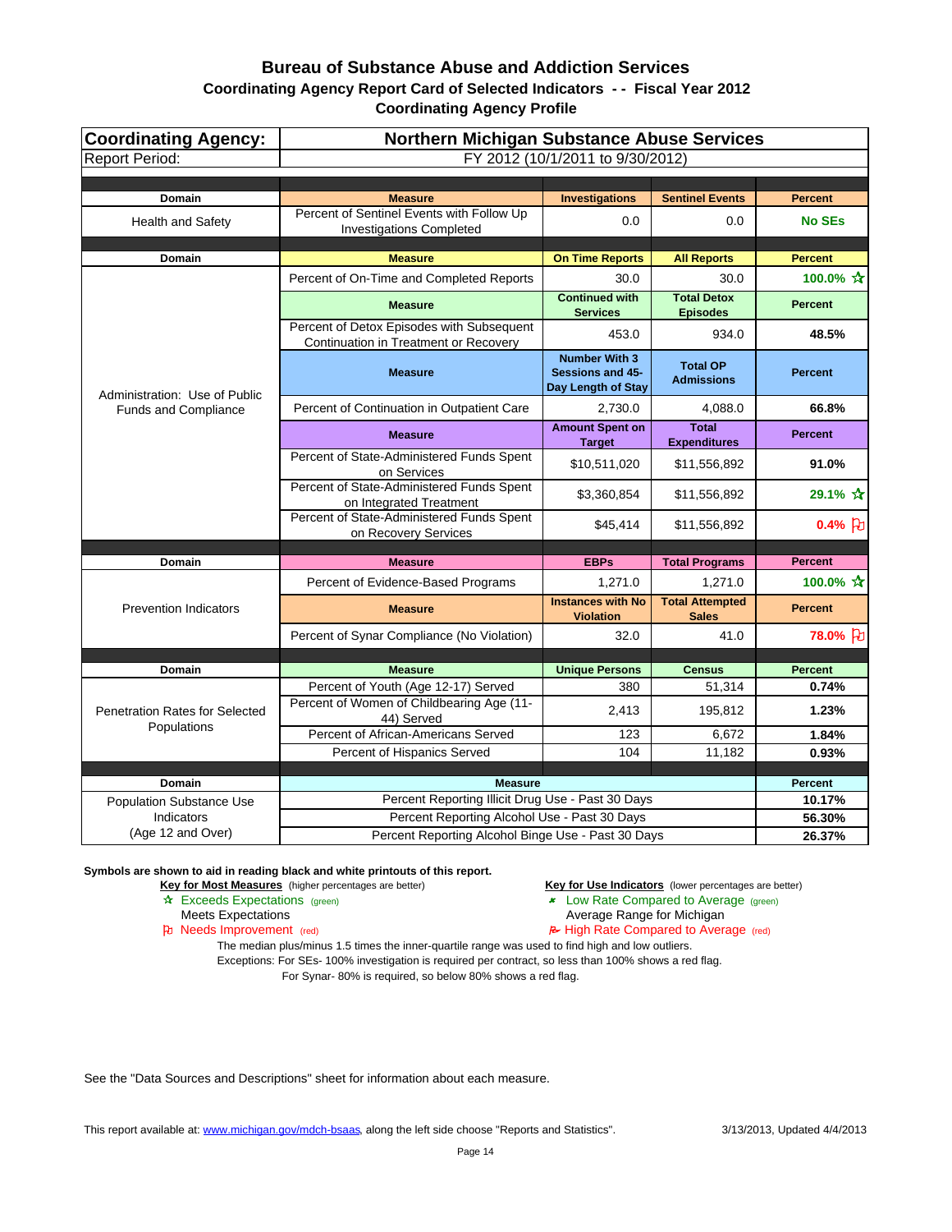# Bureau of Substance Abuse and Addiction Services

## Coordinating Agency Report Card of Selected Indicators - - Fiscal Year 2012

### Coordinating Agency Profile

| Coordinating Agency: | Northern Michigan Substance Abuse Services | | | |
|---|---|---|---|---|
| Report Period: | FY 2012 (10/1/2011 to 9/30/2012) | | | |

| Domain | Measure | Investigations | Sentinel Events | Percent |
|---|---|---|---|---|
| Health and Safety | Percent of Sentinel Events with Follow Up Investigations Completed | 0.0 | 0.0 | No SEs |

| Domain | Measure | On Time Reports | All Reports | Percent |
|---|---|---|---|---|
| Administration: Use of Public Funds and Compliance | Percent of On-Time and Completed Reports | 30.0 | 30.0 | 100.0% ☆ |
| | **Measure** | **Continued with Services** | **Total Detox Episodes** | **Percent** |
| | Percent of Detox Episodes with Subsequent Continuation in Treatment or Recovery | 453.0 | 934.0 | 48.5% |
| | **Measure** | **Number With 3 Sessions and 45-Day Length of Stay** | **Total OP Admissions** | **Percent** |
| | Percent of Continuation in Outpatient Care | 2,730.0 | 4,088.0 | 66.8% |
| | **Measure** | **Amount Spent on Target** | **Total Expenditures** | **Percent** |
| | Percent of State-Administered Funds Spent on Services | $10,511,020 | $11,556,892 | 91.0% |
| | Percent of State-Administered Funds Spent on Integrated Treatment | $3,360,854 | $11,556,892 | 29.1% ☆ |
| | Percent of State-Administered Funds Spent on Recovery Services | $45,414 | $11,556,892 | 0.4% ⚐ |

| Domain | Measure | EBPs | Total Programs | Percent |
|---|---|---|---|---|
| Prevention Indicators | Percent of Evidence-Based Programs | 1,271.0 | 1,271.0 | 100.0% ☆ |
| | **Measure** | **Instances with No Violation** | **Total Attempted Sales** | **Percent** |
| | Percent of Synar Compliance (No Violation) | 32.0 | 41.0 | 78.0% ⚐ |

| Domain | Measure | Unique Persons | Census | Percent |
|---|---|---|---|---|
| Penetration Rates for Selected Populations | Percent of Youth (Age 12-17) Served | 380 | 51,314 | 0.74% |
| | Percent of Women of Childbearing Age (11-44) Served | 2,413 | 195,812 | 1.23% |
| | Percent of African-Americans Served | 123 | 6,672 | 1.84% |
| | Percent of Hispanics Served | 104 | 11,182 | 0.93% |

| Domain | Measure | Percent |
|---|---|---|
| Population Substance Use Indicators (Age 12 and Over) | Percent Reporting Illicit Drug Use - Past 30 Days | 10.17% |
| | Percent Reporting Alcohol Use - Past 30 Days | 56.30% |
| | Percent Reporting Alcohol Binge Use - Past 30 Days | 26.37% |

**Symbols are shown to aid in reading black and white printouts of this report.**

**Key for Most Measures** (higher percentages are better)
- ☆ Exceeds Expectations (green)
- Meets Expectations
- ⚐ Needs Improvement (red)

**Key for Use Indicators** (lower percentages are better)
- Low Rate Compared to Average (green)
- Average Range for Michigan
- High Rate Compared to Average (red)

The median plus/minus 1.5 times the inner-quartile range was used to find high and low outliers.
Exceptions: For SEs- 100% investigation is required per contract, so less than 100% shows a red flag.
For Synar- 80% is required, so below 80% shows a red flag.

See the "Data Sources and Descriptions" sheet for information about each measure.

This report available at: www.michigan.gov/mdch-bsaas, along the left side choose "Reports and Statistics".

3/13/2013, Updated 4/4/2013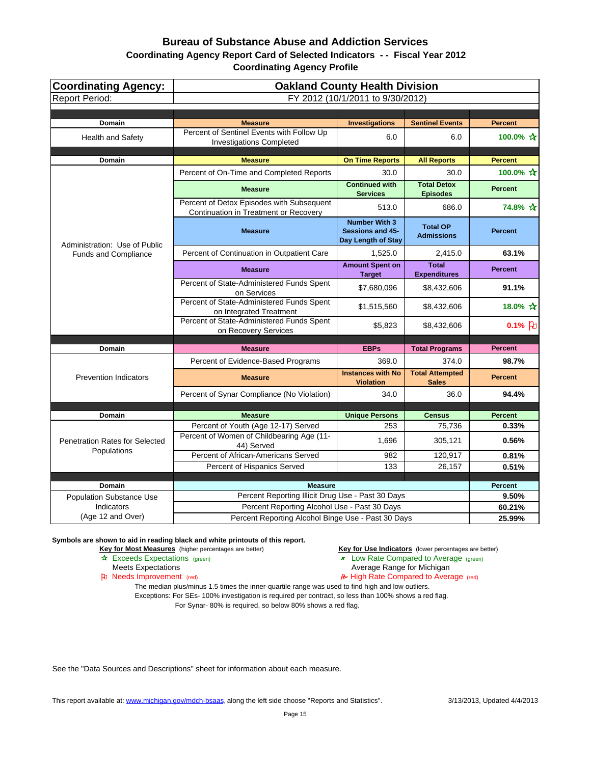# Bureau of Substance Abuse and Addiction Services

## Coordinating Agency Report Card of Selected Indicators - - Fiscal Year 2012

### Coordinating Agency Profile

| Coordinating Agency: | Oakland County Health Division | | | |
|---|---|---|---|---|
| Report Period: | FY 2012 (10/1/2011 to 9/30/2012) | | | |
| **Domain** | **Measure** | **Investigations** | **Sentinel Events** | **Percent** |
| Health and Safety | Percent of Sentinel Events with Follow Up Investigations Completed | 6.0 | 6.0 | 100.0% ☆ |
| **Domain** | **Measure** | **On Time Reports** | **All Reports** | **Percent** |
| Administration: Use of Public Funds and Compliance | Percent of On-Time and Completed Reports | 30.0 | 30.0 | 100.0% ☆ |
| | **Measure** | **Continued with Services** | **Total Detox Episodes** | **Percent** |
| | Percent of Detox Episodes with Subsequent Continuation in Treatment or Recovery | 513.0 | 686.0 | 74.8% ☆ |
| | **Measure** | **Number With 3 Sessions and 45-Day Length of Stay** | **Total OP Admissions** | **Percent** |
| | Percent of Continuation in Outpatient Care | 1,525.0 | 2,415.0 | 63.1% |
| | **Measure** | **Amount Spent on Target** | **Total Expenditures** | **Percent** |
| | Percent of State-Administered Funds Spent on Services | $7,680,096 | $8,432,606 | 91.1% |
| | Percent of State-Administered Funds Spent on Integrated Treatment | $1,515,560 | $8,432,606 | 18.0% ☆ |
| | Percent of State-Administered Funds Spent on Recovery Services | $5,823 | $8,432,606 | 0.1% ⚐ |
| **Domain** | **Measure** | **EBPs** | **Total Programs** | **Percent** |
| Prevention Indicators | Percent of Evidence-Based Programs | 369.0 | 374.0 | 98.7% |
| | **Measure** | **Instances with No Violation** | **Total Attempted Sales** | **Percent** |
| | Percent of Synar Compliance (No Violation) | 34.0 | 36.0 | 94.4% |
| **Domain** | **Measure** | **Unique Persons** | **Census** | **Percent** |
| Penetration Rates for Selected Populations | Percent of Youth (Age 12-17) Served | 253 | 75,736 | 0.33% |
| | Percent of Women of Childbearing Age (11-44) Served | 1,696 | 305,121 | 0.56% |
| | Percent of African-Americans Served | 982 | 120,917 | 0.81% |
| | Percent of Hispanics Served | 133 | 26,157 | 0.51% |
| **Domain** | **Measure** | | | **Percent** |
| Population Substance Use Indicators (Age 12 and Over) | Percent Reporting Illicit Drug Use - Past 30 Days | | | 9.50% |
| | Percent Reporting Alcohol Use - Past 30 Days | | | 60.21% |
| | Percent Reporting Alcohol Binge Use - Past 30 Days | | | 25.99% |

**Symbols are shown to aid in reading black and white printouts of this report.**

**Key for Most Measures** (higher percentages are better)
- ☆ Exceeds Expectations (green)
- Meets Expectations
- ⚐ Needs Improvement (red)

**Key for Use Indicators** (lower percentages are better)
- Low Rate Compared to Average (green)
- Average Range for Michigan
- High Rate Compared to Average (red)

The median plus/minus 1.5 times the inner-quartile range was used to find high and low outliers.
Exceptions: For SEs- 100% investigation is required per contract, so less than 100% shows a red flag.
For Synar- 80% is required, so below 80% shows a red flag.

See the "Data Sources and Descriptions" sheet for information about each measure.

This report available at: www.michigan.gov/mdch-bsaas, along the left side choose "Reports and Statistics".

3/13/2013, Updated 4/4/2013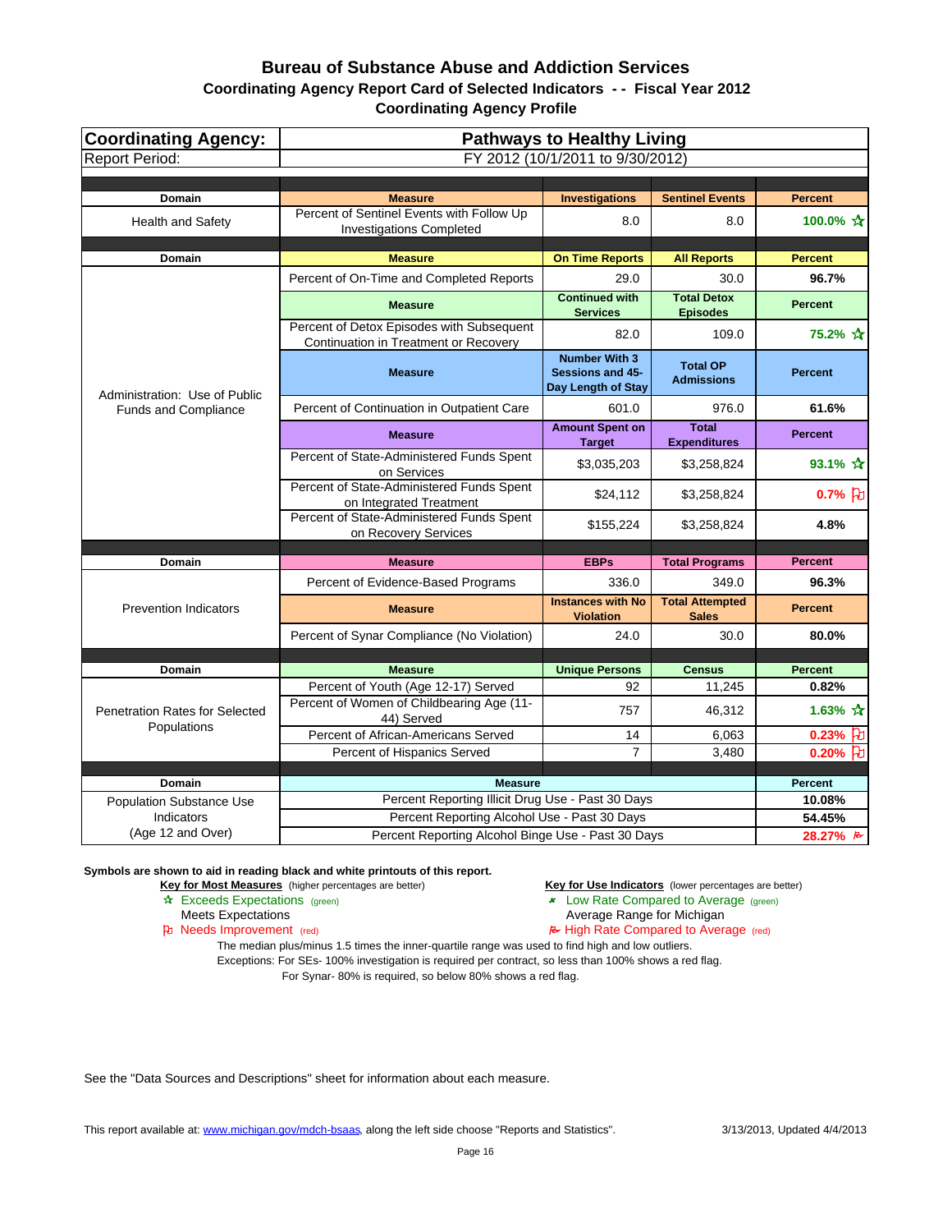# Bureau of Substance Abuse and Addiction Services

## Coordinating Agency Report Card of Selected Indicators - - Fiscal Year 2012

## Coordinating Agency Profile

| Coordinating Agency: | Pathways to Healthy Living | | | |
|---|---|---|---|---|
| Report Period: | FY 2012 (10/1/2011 to 9/30/2012) | | | |
| **Domain** | **Measure** | **Investigations** | **Sentinel Events** | **Percent** |
| Health and Safety | Percent of Sentinel Events with Follow Up Investigations Completed | 8.0 | 8.0 | 100.0% ☆ |
| **Domain** | **Measure** | **On Time Reports** | **All Reports** | **Percent** |
| Administration: Use of Public Funds and Compliance | Percent of On-Time and Completed Reports | 29.0 | 30.0 | 96.7% |
| | **Measure** | **Continued with Services** | **Total Detox Episodes** | **Percent** |
| | Percent of Detox Episodes with Subsequent Continuation in Treatment or Recovery | 82.0 | 109.0 | 75.2% ☆ |
| | **Measure** | **Number With 3 Sessions and 45-Day Length of Stay** | **Total OP Admissions** | **Percent** |
| | Percent of Continuation in Outpatient Care | 601.0 | 976.0 | 61.6% |
| | **Measure** | **Amount Spent on Target** | **Total Expenditures** | **Percent** |
| | Percent of State-Administered Funds Spent on Services | $3,035,203 | $3,258,824 | 93.1% ☆ |
| | Percent of State-Administered Funds Spent on Integrated Treatment | $24,112 | $3,258,824 | 0.7% ⚐ |
| | Percent of State-Administered Funds Spent on Recovery Services | $155,224 | $3,258,824 | 4.8% |
| **Domain** | **Measure** | **EBPs** | **Total Programs** | **Percent** |
| Prevention Indicators | Percent of Evidence-Based Programs | 336.0 | 349.0 | 96.3% |
| | **Measure** | **Instances with No Violation** | **Total Attempted Sales** | **Percent** |
| | Percent of Synar Compliance (No Violation) | 24.0 | 30.0 | 80.0% |
| **Domain** | **Measure** | **Unique Persons** | **Census** | **Percent** |
| Penetration Rates for Selected Populations | Percent of Youth (Age 12-17) Served | 92 | 11,245 | 0.82% |
| | Percent of Women of Childbearing Age (11-44) Served | 757 | 46,312 | 1.63% ☆ |
| | Percent of African-Americans Served | 14 | 6,063 | 0.23% ⚐ |
| | Percent of Hispanics Served | 7 | 3,480 | 0.20% ⚐ |
| **Domain** | **Measure** | | | **Percent** |
| Population Substance Use Indicators (Age 12 and Over) | Percent Reporting Illicit Drug Use - Past 30 Days | | | 10.08% |
| | Percent Reporting Alcohol Use - Past 30 Days | | | 54.45% |
| | Percent Reporting Alcohol Binge Use - Past 30 Days | | | 28.27% ⚑ |

**Symbols are shown to aid in reading black and white printouts of this report.**

**Key for Most Measures** (higher percentages are better)
- ☆ Exceeds Expectations (green)
- Meets Expectations
- ⚐ Needs Improvement (red)

**Key for Use Indicators** (lower percentages are better)
- Low Rate Compared to Average (green)
- Average Range for Michigan
- ⚑ High Rate Compared to Average (red)

The median plus/minus 1.5 times the inner-quartile range was used to find high and low outliers.
Exceptions: For SEs- 100% investigation is required per contract, so less than 100% shows a red flag.
For Synar- 80% is required, so below 80% shows a red flag.

See the "Data Sources and Descriptions" sheet for information about each measure.

This report available at: www.michigan.gov/mdch-bsaas, along the left side choose "Reports and Statistics".

3/13/2013, Updated 4/4/2013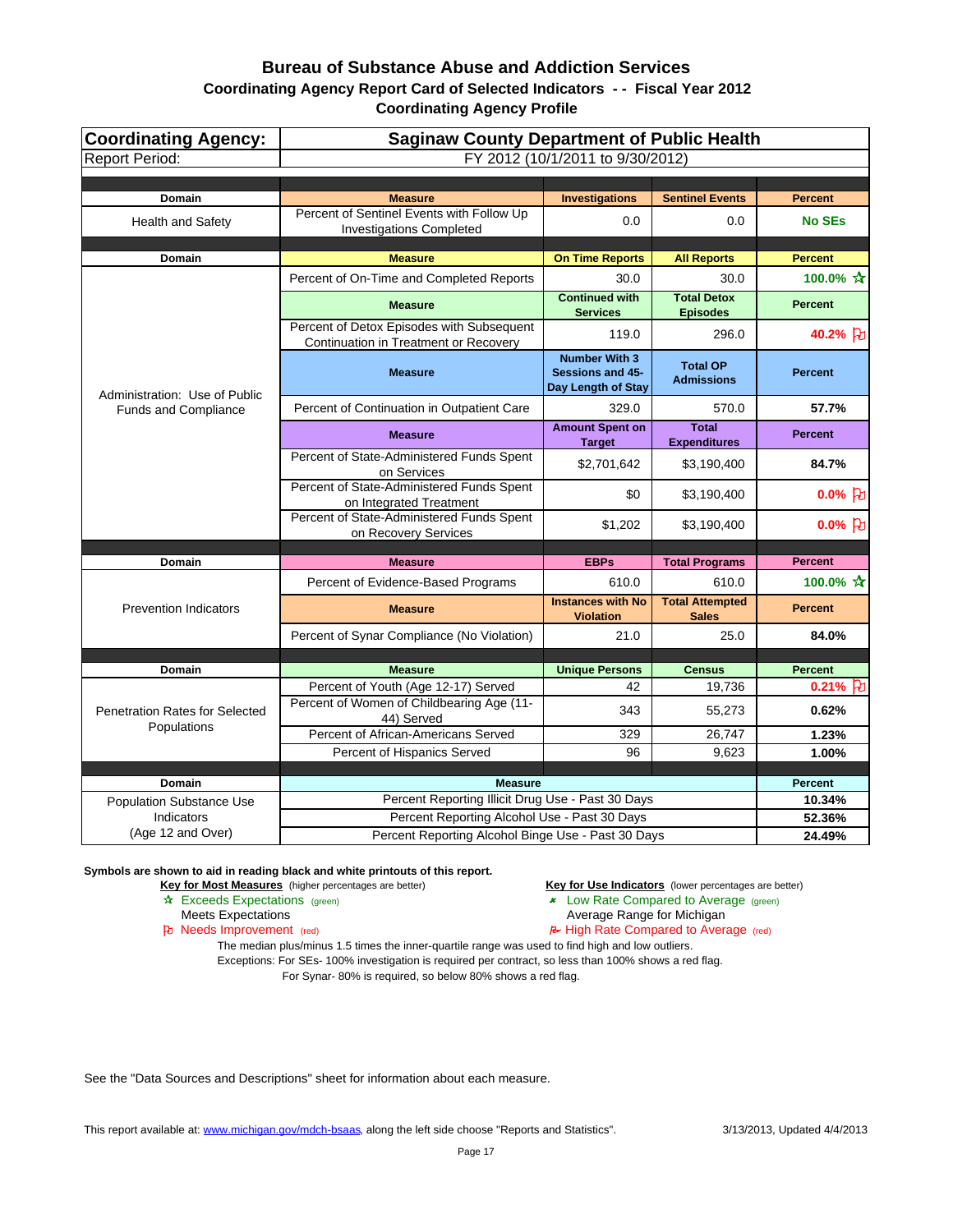# Bureau of Substance Abuse and Addiction Services

## Coordinating Agency Report Card of Selected Indicators - - Fiscal Year 2012

### Coordinating Agency Profile

| Coordinating Agency: | Saginaw County Department of Public Health | | | |
|---|---|---|---|---|
| Report Period: | FY 2012 (10/1/2011 to 9/30/2012) | | | |
| **Domain** | **Measure** | **Investigations** | **Sentinel Events** | **Percent** |
| Health and Safety | Percent of Sentinel Events with Follow Up Investigations Completed | 0.0 | 0.0 | **No SEs** |
| **Domain** | **Measure** | **On Time Reports** | **All Reports** | **Percent** |
| Administration: Use of Public Funds and Compliance | Percent of On-Time and Completed Reports | 30.0 | 30.0 | **100.0%** ☆ |
| | **Measure** | **Continued with Services** | **Total Detox Episodes** | **Percent** |
| | Percent of Detox Episodes with Subsequent Continuation in Treatment or Recovery | 119.0 | 296.0 | **40.2%** ⚑ |
| | **Measure** | **Number With 3 Sessions and 45-Day Length of Stay** | **Total OP Admissions** | **Percent** |
| | Percent of Continuation in Outpatient Care | 329.0 | 570.0 | **57.7%** |
| | **Measure** | **Amount Spent on Target** | **Total Expenditures** | **Percent** |
| | Percent of State-Administered Funds Spent on Services | $2,701,642 | $3,190,400 | **84.7%** |
| | Percent of State-Administered Funds Spent on Integrated Treatment | $0 | $3,190,400 | **0.0%** ⚑ |
| | Percent of State-Administered Funds Spent on Recovery Services | $1,202 | $3,190,400 | **0.0%** ⚑ |
| **Domain** | **Measure** | **EBPs** | **Total Programs** | **Percent** |
| Prevention Indicators | Percent of Evidence-Based Programs | 610.0 | 610.0 | **100.0%** ☆ |
| | **Measure** | **Instances with No Violation** | **Total Attempted Sales** | **Percent** |
| | Percent of Synar Compliance (No Violation) | 21.0 | 25.0 | **84.0%** |
| **Domain** | **Measure** | **Unique Persons** | **Census** | **Percent** |
| Penetration Rates for Selected Populations | Percent of Youth (Age 12-17) Served | 42 | 19,736 | **0.21%** ⚑ |
| | Percent of Women of Childbearing Age (11-44) Served | 343 | 55,273 | **0.62%** |
| | Percent of African-Americans Served | 329 | 26,747 | **1.23%** |
| | Percent of Hispanics Served | 96 | 9,623 | **1.00%** |
| **Domain** | **Measure** | | | **Percent** |
| Population Substance Use Indicators (Age 12 and Over) | Percent Reporting Illicit Drug Use - Past 30 Days | | | **10.34%** |
| | Percent Reporting Alcohol Use - Past 30 Days | | | **52.36%** |
| | Percent Reporting Alcohol Binge Use - Past 30 Days | | | **24.49%** |

**Symbols are shown to aid in reading black and white printouts of this report.**

**Key for Most Measures** (higher percentages are better)
- ☆ Exceeds Expectations (green)
- Meets Expectations
- ⚑ Needs Improvement (red)

**Key for Use Indicators** (lower percentages are better)
- Low Rate Compared to Average (green)
- Average Range for Michigan
- High Rate Compared to Average (red)

The median plus/minus 1.5 times the inner-quartile range was used to find high and low outliers.
Exceptions: For SEs- 100% investigation is required per contract, so less than 100% shows a red flag.
For Synar- 80% is required, so below 80% shows a red flag.

See the "Data Sources and Descriptions" sheet for information about each measure.

This report available at: www.michigan.gov/mdch-bsaas, along the left side choose "Reports and Statistics". 3/13/2013, Updated 4/4/2013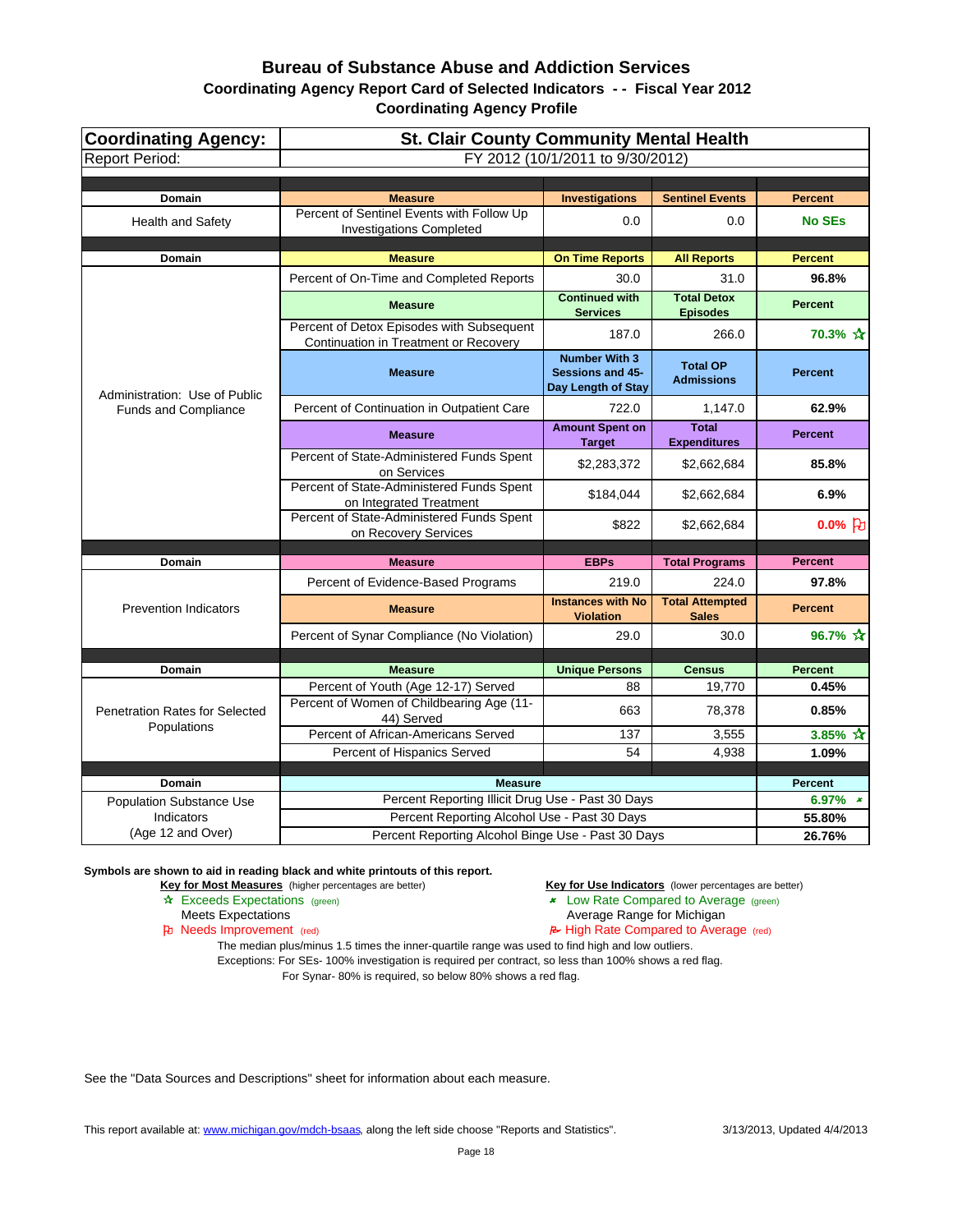# Bureau of Substance Abuse and Addiction Services

## Coordinating Agency Report Card of Selected Indicators - - Fiscal Year 2012

### Coordinating Agency Profile

| Coordinating Agency: | St. Clair County Community Mental Health | | | |
|---|---|---|---|---|
| Report Period: | FY 2012 (10/1/2011 to 9/30/2012) | | | |
| **Domain** | **Measure** | **Investigations** | **Sentinel Events** | **Percent** |
| Health and Safety | Percent of Sentinel Events with Follow Up Investigations Completed | 0.0 | 0.0 | **No SEs** |
| **Domain** | **Measure** | **On Time Reports** | **All Reports** | **Percent** |
| Administration: Use of Public Funds and Compliance | Percent of On-Time and Completed Reports | 30.0 | 31.0 | **96.8%** |
| | **Measure** | **Continued with Services** | **Total Detox Episodes** | **Percent** |
| | Percent of Detox Episodes with Subsequent Continuation in Treatment or Recovery | 187.0 | 266.0 | **70.3%** ☆ |
| | **Measure** | **Number With 3 Sessions and 45-Day Length of Stay** | **Total OP Admissions** | **Percent** |
| | Percent of Continuation in Outpatient Care | 722.0 | 1,147.0 | **62.9%** |
| | **Measure** | **Amount Spent on Target** | **Total Expenditures** | **Percent** |
| | Percent of State-Administered Funds Spent on Services | $2,283,372 | $2,662,684 | **85.8%** |
| | Percent of State-Administered Funds Spent on Integrated Treatment | $184,044 | $2,662,684 | **6.9%** |
| | Percent of State-Administered Funds Spent on Recovery Services | $822 | $2,662,684 | **0.0%** 🏳 |
| **Domain** | **Measure** | **EBPs** | **Total Programs** | **Percent** |
| Prevention Indicators | Percent of Evidence-Based Programs | 219.0 | 224.0 | **97.8%** |
| | **Measure** | **Instances with No Violation** | **Total Attempted Sales** | **Percent** |
| | Percent of Synar Compliance (No Violation) | 29.0 | 30.0 | **96.7%** ☆ |
| **Domain** | **Measure** | **Unique Persons** | **Census** | **Percent** |
| Penetration Rates for Selected Populations | Percent of Youth (Age 12-17) Served | 88 | 19,770 | **0.45%** |
| | Percent of Women of Childbearing Age (11-44) Served | 663 | 78,378 | **0.85%** |
| | Percent of African-Americans Served | 137 | 3,555 | **3.85%** ☆ |
| | Percent of Hispanics Served | 54 | 4,938 | **1.09%** |
| **Domain** | **Measure** | | | **Percent** |
| Population Substance Use Indicators (Age 12 and Over) | Percent Reporting Illicit Drug Use - Past 30 Days | | | **6.97%** ⭑ |
| | Percent Reporting Alcohol Use - Past 30 Days | | | **55.80%** |
| | Percent Reporting Alcohol Binge Use - Past 30 Days | | | **26.76%** |

**Symbols are shown to aid in reading black and white printouts of this report.**

**Key for Most Measures** (higher percentages are better)
- ☆ Exceeds Expectations (green)
- Meets Expectations
- 🏳 Needs Improvement (red)

**Key for Use Indicators** (lower percentages are better)
- ⭑ Low Rate Compared to Average (green)
- Average Range for Michigan
- High Rate Compared to Average (red)

The median plus/minus 1.5 times the inner-quartile range was used to find high and low outliers.
Exceptions: For SEs- 100% investigation is required per contract, so less than 100% shows a red flag.
For Synar- 80% is required, so below 80% shows a red flag.

See the "Data Sources and Descriptions" sheet for information about each measure.

This report available at: www.michigan.gov/mdch-bsaas, along the left side choose "Reports and Statistics". 3/13/2013, Updated 4/4/2013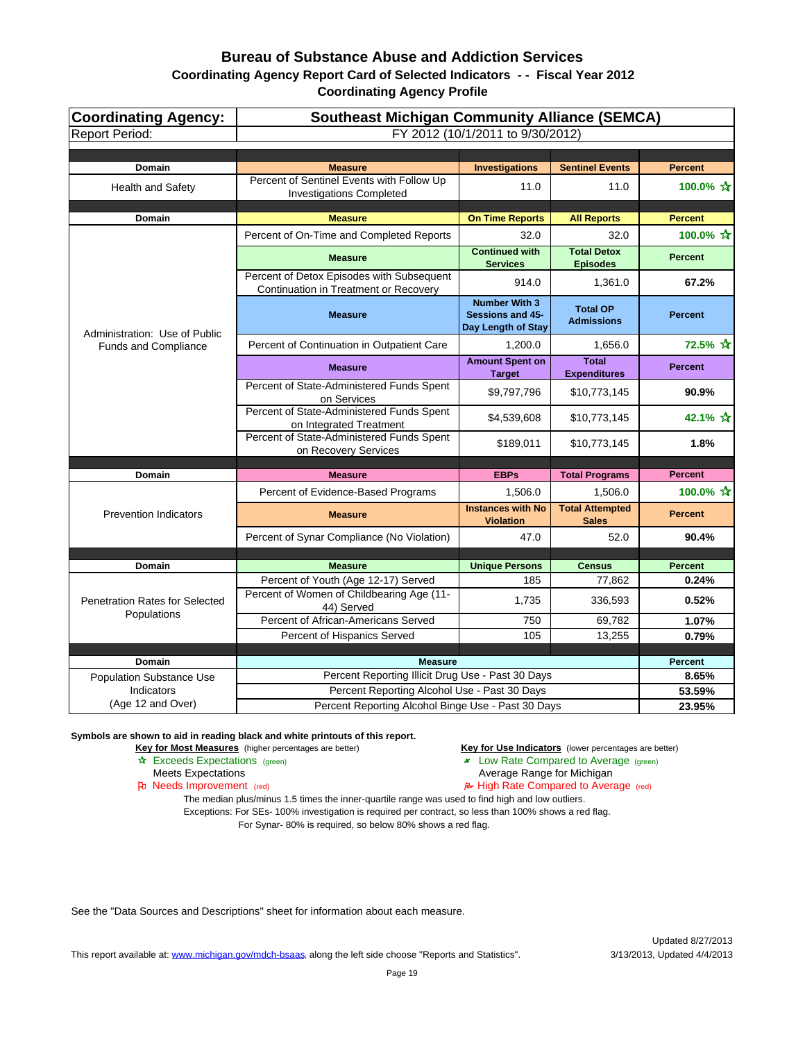# Bureau of Substance Abuse and Addiction Services

## Coordinating Agency Report Card of Selected Indicators - - Fiscal Year 2012

### Coordinating Agency Profile

| Coordinating Agency: | Southeast Michigan Community Alliance (SEMCA) | | | |
|---|---|---|---|---|
| Report Period: | FY 2012 (10/1/2011 to 9/30/2012) | | | |
| **Domain** | **Measure** | **Investigations** | **Sentinel Events** | **Percent** |
| Health and Safety | Percent of Sentinel Events with Follow Up Investigations Completed | 11.0 | 11.0 | 100.0% ☆ |
| **Domain** | **Measure** | **On Time Reports** | **All Reports** | **Percent** |
| Administration: Use of Public Funds and Compliance | Percent of On-Time and Completed Reports | 32.0 | 32.0 | 100.0% ☆ |
| | **Measure** | **Continued with Services** | **Total Detox Episodes** | **Percent** |
| | Percent of Detox Episodes with Subsequent Continuation in Treatment or Recovery | 914.0 | 1,361.0 | 67.2% |
| | **Measure** | **Number With 3 Sessions and 45-Day Length of Stay** | **Total OP Admissions** | **Percent** |
| | Percent of Continuation in Outpatient Care | 1,200.0 | 1,656.0 | 72.5% ☆ |
| | **Measure** | **Amount Spent on Target** | **Total Expenditures** | **Percent** |
| | Percent of State-Administered Funds Spent on Services | $9,797,796 | $10,773,145 | 90.9% |
| | Percent of State-Administered Funds Spent on Integrated Treatment | $4,539,608 | $10,773,145 | 42.1% ☆ |
| | Percent of State-Administered Funds Spent on Recovery Services | $189,011 | $10,773,145 | 1.8% |
| **Domain** | **Measure** | **EBPs** | **Total Programs** | **Percent** |
| Prevention Indicators | Percent of Evidence-Based Programs | 1,506.0 | 1,506.0 | 100.0% ☆ |
| | **Measure** | **Instances with No Violation** | **Total Attempted Sales** | **Percent** |
| | Percent of Synar Compliance (No Violation) | 47.0 | 52.0 | 90.4% |
| **Domain** | **Measure** | **Unique Persons** | **Census** | **Percent** |
| Penetration Rates for Selected Populations | Percent of Youth (Age 12-17) Served | 185 | 77,862 | 0.24% |
| | Percent of Women of Childbearing Age (11-44) Served | 1,735 | 336,593 | 0.52% |
| | Percent of African-Americans Served | 750 | 69,782 | 1.07% |
| | Percent of Hispanics Served | 105 | 13,255 | 0.79% |
| **Domain** | **Measure** | | | **Percent** |
| Population Substance Use Indicators (Age 12 and Over) | Percent Reporting Illicit Drug Use - Past 30 Days | | | 8.65% |
| | Percent Reporting Alcohol Use - Past 30 Days | | | 53.59% |
| | Percent Reporting Alcohol Binge Use - Past 30 Days | | | 23.95% |

**Symbols are shown to aid in reading black and white printouts of this report.**

**Key for Most Measures** (higher percentages are better)
- ☆ Exceeds Expectations (green)
- Meets Expectations
- Needs Improvement (red)

**Key for Use Indicators** (lower percentages are better)
- Low Rate Compared to Average (green)
- Average Range for Michigan
- High Rate Compared to Average (red)

The median plus/minus 1.5 times the inner-quartile range was used to find high and low outliers.
Exceptions: For SEs- 100% investigation is required per contract, so less than 100% shows a red flag.
For Synar- 80% is required, so below 80% shows a red flag.

See the "Data Sources and Descriptions" sheet for information about each measure.

This report available at: www.michigan.gov/mdch-bsaas, along the left side choose "Reports and Statistics".

Updated 8/27/2013
3/13/2013, Updated 4/4/2013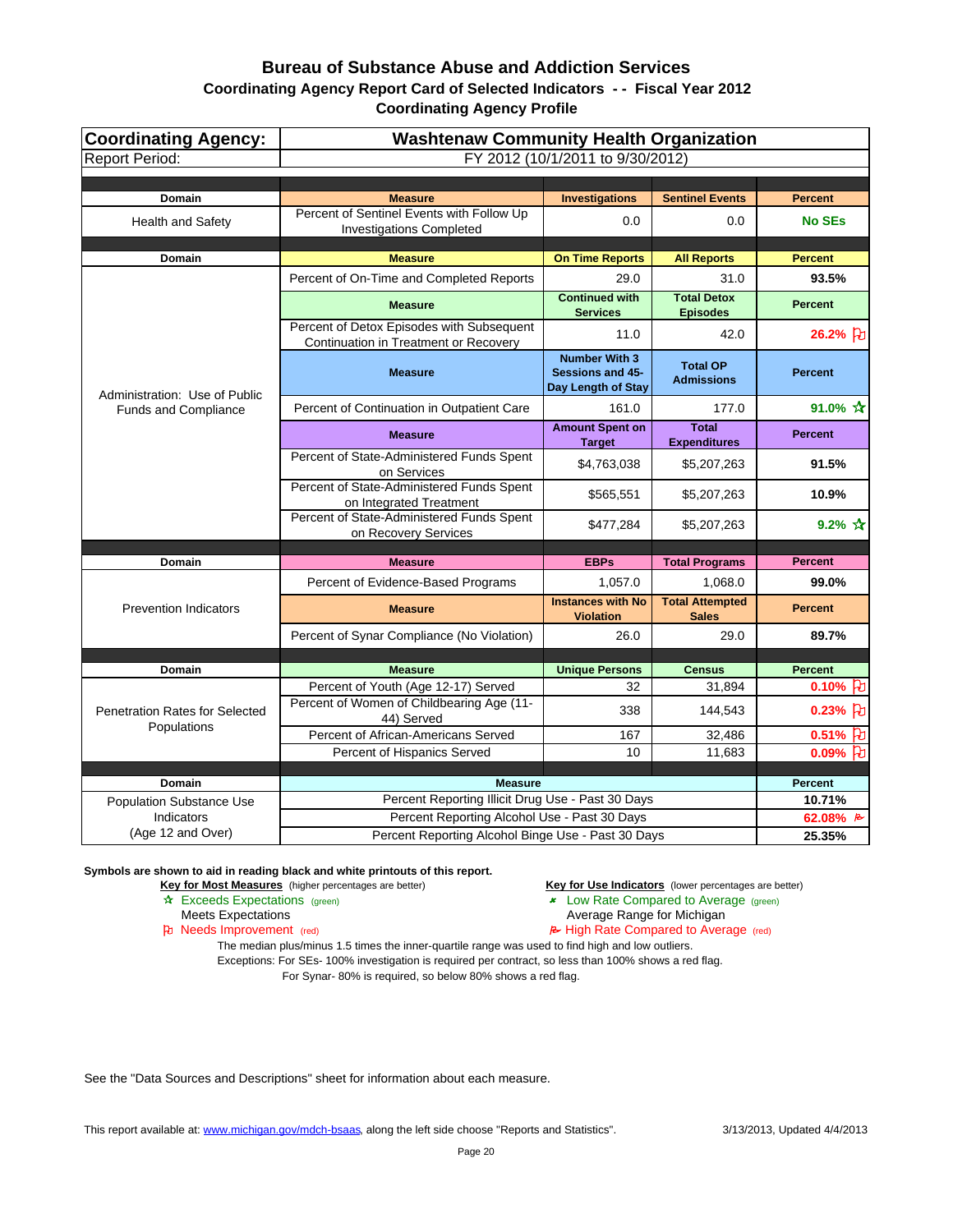# Bureau of Substance Abuse and Addiction Services

## Coordinating Agency Report Card of Selected Indicators - - Fiscal Year 2012

### Coordinating Agency Profile

| Coordinating Agency: | Washtenaw Community Health Organization | | | |
|---|---|---|---|---|
| Report Period: | FY 2012 (10/1/2011 to 9/30/2012) | | | |

| Domain | Measure | Investigations | Sentinel Events | Percent |
|---|---|---|---|---|
| Health and Safety | Percent of Sentinel Events with Follow Up Investigations Completed | 0.0 | 0.0 | No SEs |

| Domain | Measure | On Time Reports | All Reports | Percent |
|---|---|---|---|---|
| Administration: Use of Public Funds and Compliance | Percent of On-Time and Completed Reports | 29.0 | 31.0 | 93.5% |
| | **Measure** | **Continued with Services** | **Total Detox Episodes** | **Percent** |
| | Percent of Detox Episodes with Subsequent Continuation in Treatment or Recovery | 11.0 | 42.0 | 26.2% (Needs Improvement) |
| | **Measure** | **Number With 3 Sessions and 45-Day Length of Stay** | **Total OP Admissions** | **Percent** |
| | Percent of Continuation in Outpatient Care | 161.0 | 177.0 | 91.0% (Exceeds Expectations) |
| | **Measure** | **Amount Spent on Target** | **Total Expenditures** | **Percent** |
| | Percent of State-Administered Funds Spent on Services | $4,763,038 | $5,207,263 | 91.5% |
| | Percent of State-Administered Funds Spent on Integrated Treatment | $565,551 | $5,207,263 | 10.9% |
| | Percent of State-Administered Funds Spent on Recovery Services | $477,284 | $5,207,263 | 9.2% (Exceeds Expectations) |

| Domain | Measure | EBPs | Total Programs | Percent |
|---|---|---|---|---|
| Prevention Indicators | Percent of Evidence-Based Programs | 1,057.0 | 1,068.0 | 99.0% |
| | **Measure** | **Instances with No Violation** | **Total Attempted Sales** | **Percent** |
| | Percent of Synar Compliance (No Violation) | 26.0 | 29.0 | 89.7% |

| Domain | Measure | Unique Persons | Census | Percent |
|---|---|---|---|---|
| Penetration Rates for Selected Populations | Percent of Youth (Age 12-17) Served | 32 | 31,894 | 0.10% (Needs Improvement) |
| | Percent of Women of Childbearing Age (11-44) Served | 338 | 144,543 | 0.23% (Needs Improvement) |
| | Percent of African-Americans Served | 167 | 32,486 | 0.51% (Needs Improvement) |
| | Percent of Hispanics Served | 10 | 11,683 | 0.09% (Needs Improvement) |

| Domain | Measure | Percent |
|---|---|---|
| Population Substance Use Indicators (Age 12 and Over) | Percent Reporting Illicit Drug Use - Past 30 Days | 10.71% |
| | Percent Reporting Alcohol Use - Past 30 Days | 62.08% (High Rate Compared to Average) |
| | Percent Reporting Alcohol Binge Use - Past 30 Days | 25.35% |

**Symbols are shown to aid in reading black and white printouts of this report.**

**Key for Most Measures** (higher percentages are better)
- ☆ Exceeds Expectations (green)
- Meets Expectations
- Needs Improvement (red)

**Key for Use Indicators** (lower percentages are better)
- Low Rate Compared to Average (green)
- Average Range for Michigan
- High Rate Compared to Average (red)

The median plus/minus 1.5 times the inner-quartile range was used to find high and low outliers.
Exceptions: For SEs- 100% investigation is required per contract, so less than 100% shows a red flag.
For Synar- 80% is required, so below 80% shows a red flag.

See the "Data Sources and Descriptions" sheet for information about each measure.

This report available at: www.michigan.gov/mdch-bsaas, along the left side choose "Reports and Statistics". 3/13/2013, Updated 4/4/2013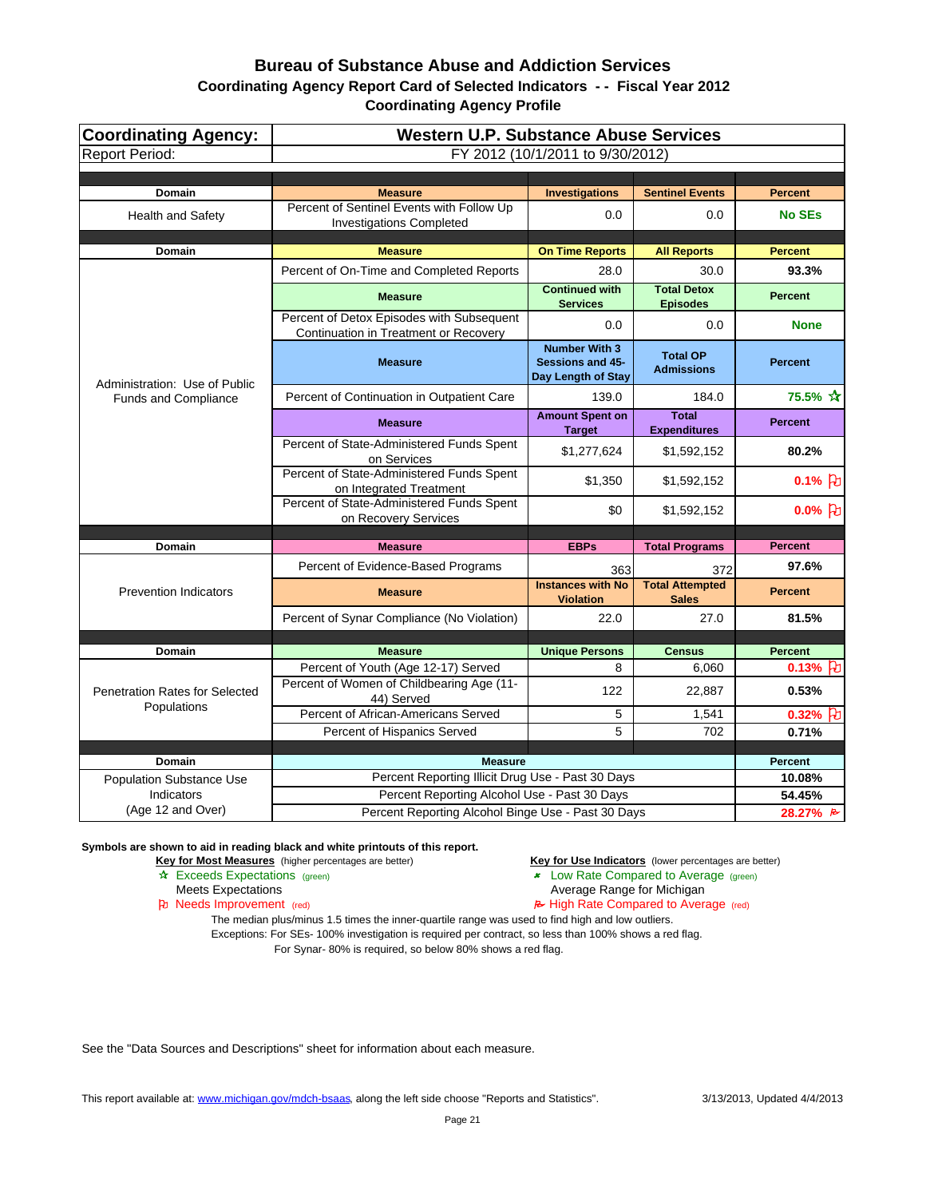# Bureau of Substance Abuse and Addiction Services

## Coordinating Agency Report Card of Selected Indicators - - Fiscal Year 2012

## Coordinating Agency Profile

| Coordinating Agency: | Western U.P. Substance Abuse Services | | | |
|---|---|---|---|---|
| Report Period: | FY 2012 (10/1/2011 to 9/30/2012) | | | |
| **Domain** | **Measure** | **Investigations** | **Sentinel Events** | **Percent** |
| Health and Safety | Percent of Sentinel Events with Follow Up Investigations Completed | 0.0 | 0.0 | No SEs |
| **Domain** | **Measure** | **On Time Reports** | **All Reports** | **Percent** |
| Administration: Use of Public Funds and Compliance | Percent of On-Time and Completed Reports | 28.0 | 30.0 | 93.3% |
| | **Measure** | **Continued with Services** | **Total Detox Episodes** | **Percent** |
| | Percent of Detox Episodes with Subsequent Continuation in Treatment or Recovery | 0.0 | 0.0 | None |
| | **Measure** | **Number With 3 Sessions and 45-Day Length of Stay** | **Total OP Admissions** | **Percent** |
| | Percent of Continuation in Outpatient Care | 139.0 | 184.0 | 75.5% ☆ |
| | **Measure** | **Amount Spent on Target** | **Total Expenditures** | **Percent** |
| | Percent of State-Administered Funds Spent on Services | $1,277,624 | $1,592,152 | 80.2% |
| | Percent of State-Administered Funds Spent on Integrated Treatment | $1,350 | $1,592,152 | 0.1% ⚐ |
| | Percent of State-Administered Funds Spent on Recovery Services | $0 | $1,592,152 | 0.0% ⚐ |
| **Domain** | **Measure** | **EBPs** | **Total Programs** | **Percent** |
| Prevention Indicators | Percent of Evidence-Based Programs | 363 | 372 | 97.6% |
| | **Measure** | **Instances with No Violation** | **Total Attempted Sales** | **Percent** |
| | Percent of Synar Compliance (No Violation) | 22.0 | 27.0 | 81.5% |
| **Domain** | **Measure** | **Unique Persons** | **Census** | **Percent** |
| Penetration Rates for Selected Populations | Percent of Youth (Age 12-17) Served | 8 | 6,060 | 0.13% ⚐ |
| | Percent of Women of Childbearing Age (11-44) Served | 122 | 22,887 | 0.53% |
| | Percent of African-Americans Served | 5 | 1,541 | 0.32% ⚐ |
| | Percent of Hispanics Served | 5 | 702 | 0.71% |
| **Domain** | **Measure** | | | **Percent** |
| Population Substance Use Indicators (Age 12 and Over) | Percent Reporting Illicit Drug Use - Past 30 Days | | | 10.08% |
| | Percent Reporting Alcohol Use - Past 30 Days | | | 54.45% |
| | Percent Reporting Alcohol Binge Use - Past 30 Days | | | 28.27% ⚑ |

**Symbols are shown to aid in reading black and white printouts of this report.**

**Key for Most Measures** (higher percentages are better)
- ☆ Exceeds Expectations (green)
- Meets Expectations
- ⚐ Needs Improvement (red)

**Key for Use Indicators** (lower percentages are better)
- Low Rate Compared to Average (green)
- Average Range for Michigan
- ⚑ High Rate Compared to Average (red)

The median plus/minus 1.5 times the inner-quartile range was used to find high and low outliers.
Exceptions: For SEs- 100% investigation is required per contract, so less than 100% shows a red flag.
For Synar- 80% is required, so below 80% shows a red flag.

See the "Data Sources and Descriptions" sheet for information about each measure.

This report available at: www.michigan.gov/mdch-bsaas, along the left side choose "Reports and Statistics".

3/13/2013, Updated 4/4/2013